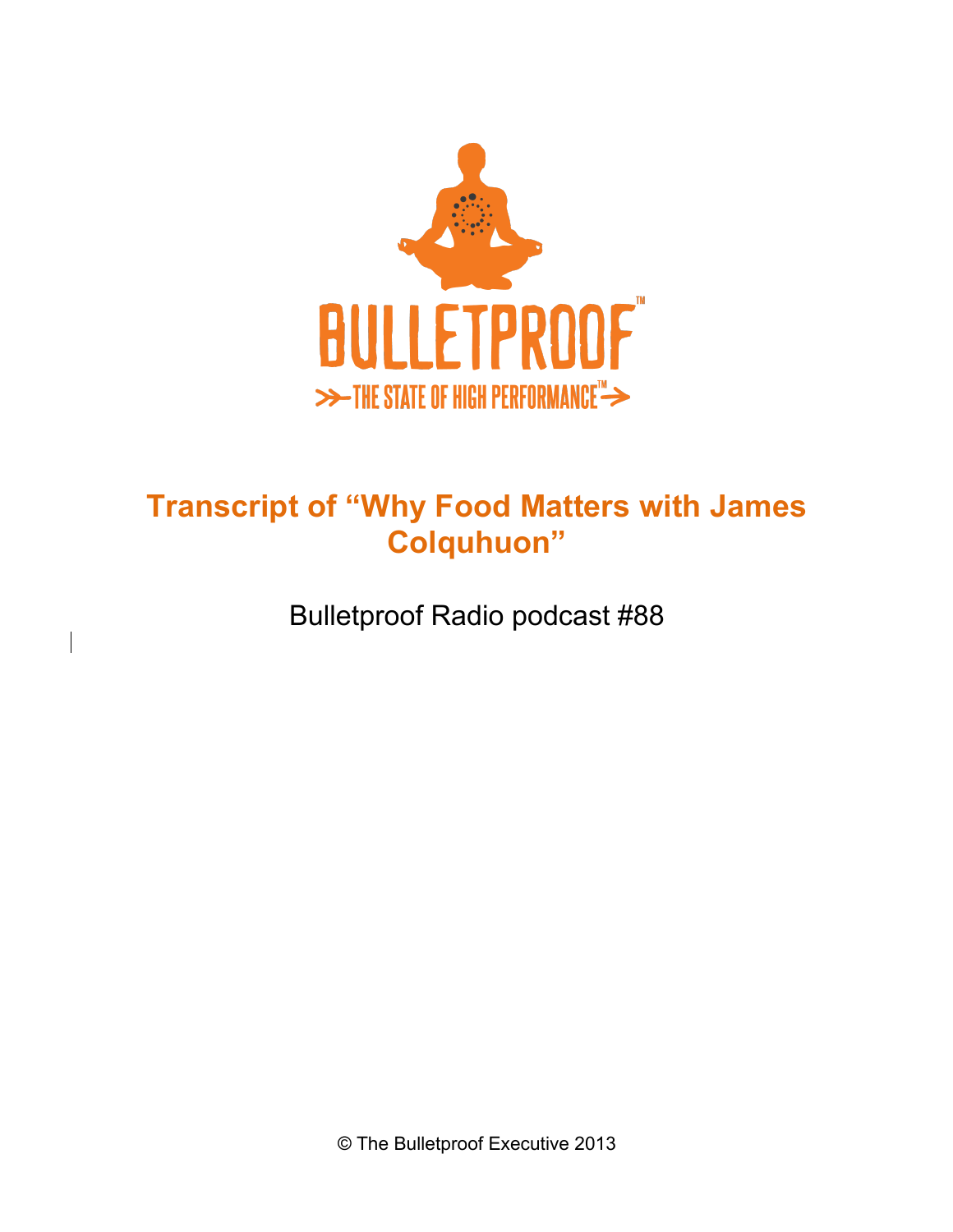BULLETPROOF™

THE STATE OF HIGH PERFORMANCE™

# Transcript of "Why Food Matters with James Colquhuon"

Bulletproof Radio podcast #88

© The Bulletproof Executive 2013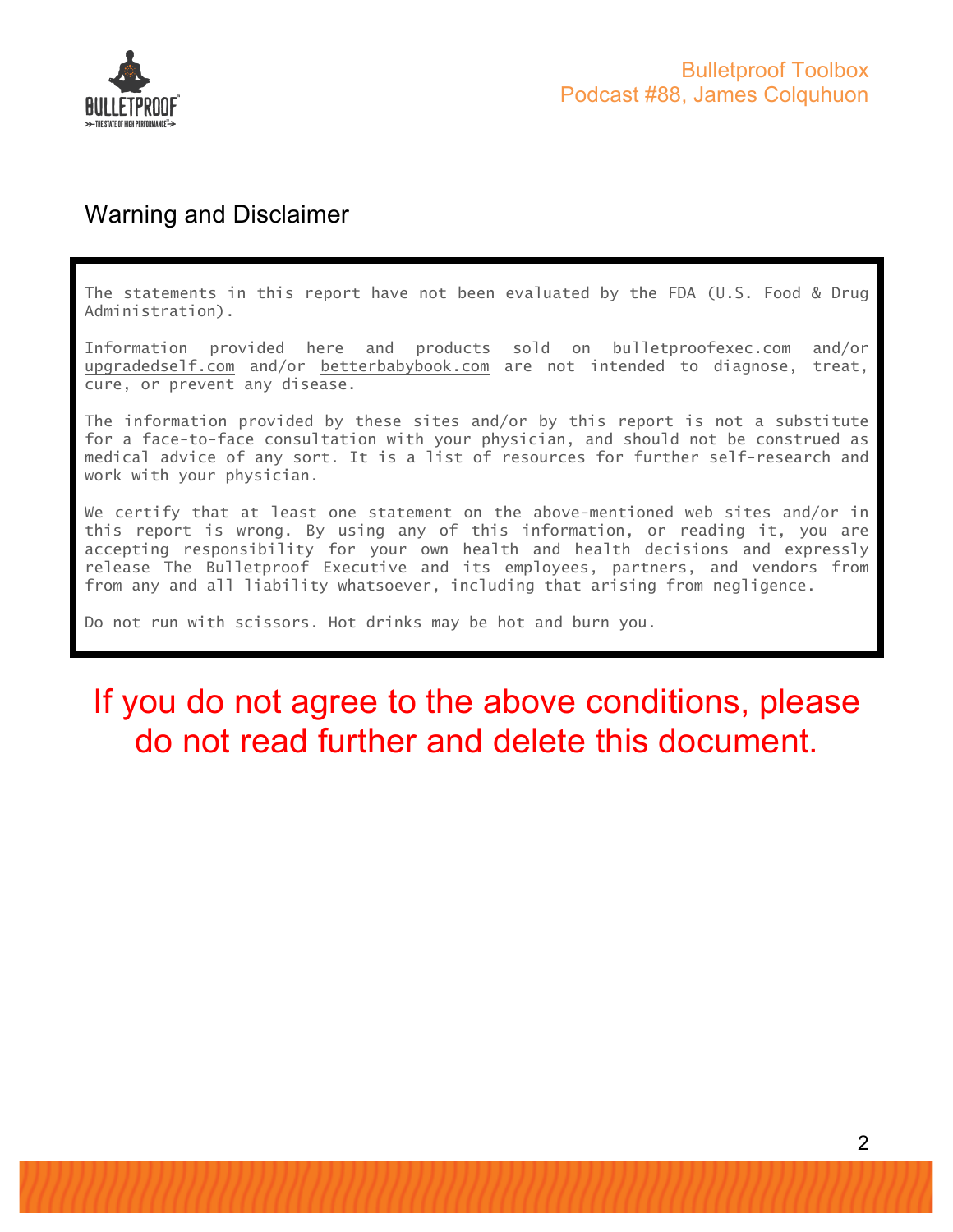## Warning and Disclaimer

The statements in this report have not been evaluated by the FDA (U.S. Food & Drug Administration).

Information provided here and products sold on bulletproofexec.com and/or upgradedself.com and/or betterbabybook.com are not intended to diagnose, treat, cure, or prevent any disease.

The information provided by these sites and/or by this report is not a substitute for a face-to-face consultation with your physician, and should not be construed as medical advice of any sort. It is a list of resources for further self-research and work with your physician.

We certify that at least one statement on the above-mentioned web sites and/or in this report is wrong. By using any of this information, or reading it, you are accepting responsibility for your own health and health decisions and expressly release The Bulletproof Executive and its employees, partners, and vendors from from any and all liability whatsoever, including that arising from negligence.

Do not run with scissors. Hot drinks may be hot and burn you.

**If you do not agree to the above conditions, please do not read further and delete this document.**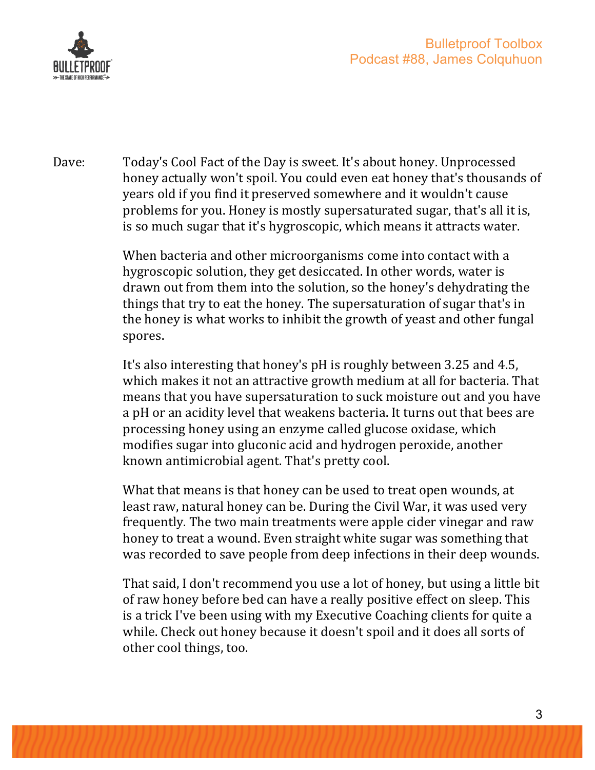Dave: Today's Cool Fact of the Day is sweet. It's about honey. Unprocessed honey actually won't spoil. You could even eat honey that's thousands of years old if you find it preserved somewhere and it wouldn't cause problems for you. Honey is mostly supersaturated sugar, that's all it is, is so much sugar that it's hygroscopic, which means it attracts water.

When bacteria and other microorganisms come into contact with a hygroscopic solution, they get desiccated. In other words, water is drawn out from them into the solution, so the honey's dehydrating the things that try to eat the honey. The supersaturation of sugar that's in the honey is what works to inhibit the growth of yeast and other fungal spores.

It's also interesting that honey's pH is roughly between 3.25 and 4.5, which makes it not an attractive growth medium at all for bacteria. That means that you have supersaturation to suck moisture out and you have a pH or an acidity level that weakens bacteria. It turns out that bees are processing honey using an enzyme called glucose oxidase, which modifies sugar into gluconic acid and hydrogen peroxide, another known antimicrobial agent. That's pretty cool.

What that means is that honey can be used to treat open wounds, at least raw, natural honey can be. During the Civil War, it was used very frequently. The two main treatments were apple cider vinegar and raw honey to treat a wound. Even straight white sugar was something that was recorded to save people from deep infections in their deep wounds.

That said, I don't recommend you use a lot of honey, but using a little bit of raw honey before bed can have a really positive effect on sleep. This is a trick I've been using with my Executive Coaching clients for quite a while. Check out honey because it doesn't spoil and it does all sorts of other cool things, too.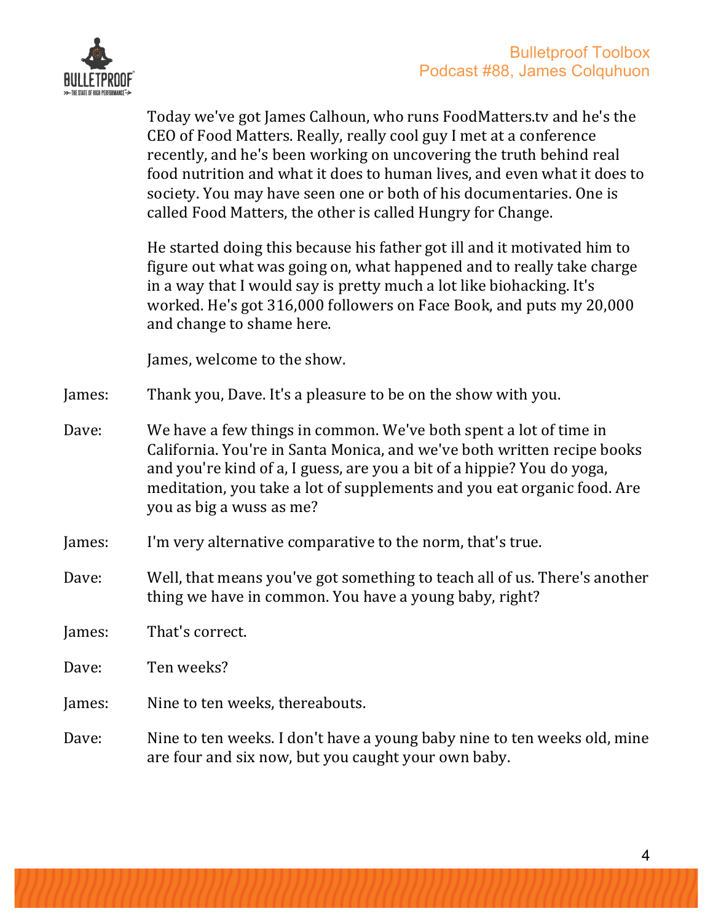Today we've got James Calhoun, who runs FoodMatters.tv and he's the CEO of Food Matters. Really, really cool guy I met at a conference recently, and he's been working on uncovering the truth behind real food nutrition and what it does to human lives, and even what it does to society. You may have seen one or both of his documentaries. One is called Food Matters, the other is called Hungry for Change.

He started doing this because his father got ill and it motivated him to figure out what was going on, what happened and to really take charge in a way that I would say is pretty much a lot like biohacking. It's worked. He's got 316,000 followers on Face Book, and puts my 20,000 and change to shame here.

James, welcome to the show.

James: Thank you, Dave. It's a pleasure to be on the show with you.

Dave: We have a few things in common. We've both spent a lot of time in California. You're in Santa Monica, and we've both written recipe books and you're kind of a, I guess, are you a bit of a hippie? You do yoga, meditation, you take a lot of supplements and you eat organic food. Are you as big a wuss as me?

James: I'm very alternative comparative to the norm, that's true.

Dave: Well, that means you've got something to teach all of us. There's another thing we have in common. You have a young baby, right?

James: That's correct.

Dave: Ten weeks?

James: Nine to ten weeks, thereabouts.

Dave: Nine to ten weeks. I don't have a young baby nine to ten weeks old, mine are four and six now, but you caught your own baby.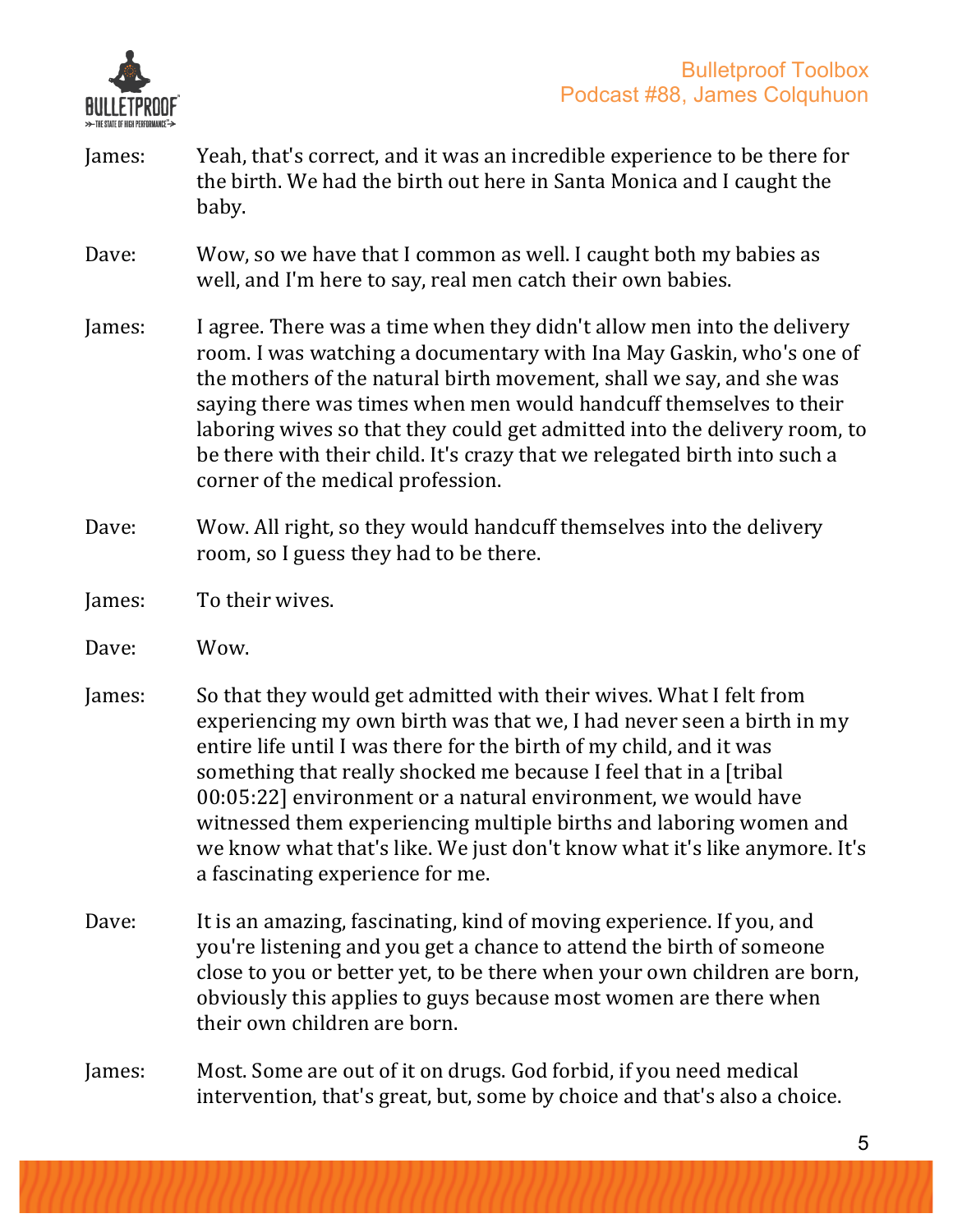James: Yeah, that's correct, and it was an incredible experience to be there for the birth. We had the birth out here in Santa Monica and I caught the baby.

Dave: Wow, so we have that I common as well. I caught both my babies as well, and I'm here to say, real men catch their own babies.

James: I agree. There was a time when they didn't allow men into the delivery room. I was watching a documentary with Ina May Gaskin, who's one of the mothers of the natural birth movement, shall we say, and she was saying there was times when men would handcuff themselves to their laboring wives so that they could get admitted into the delivery room, to be there with their child. It's crazy that we relegated birth into such a corner of the medical profession.

Dave: Wow. All right, so they would handcuff themselves into the delivery room, so I guess they had to be there.

James: To their wives.

Dave: Wow.

James: So that they would get admitted with their wives. What I felt from experiencing my own birth was that we, I had never seen a birth in my entire life until I was there for the birth of my child, and it was something that really shocked me because I feel that in a [tribal 00:05:22] environment or a natural environment, we would have witnessed them experiencing multiple births and laboring women and we know what that's like. We just don't know what it's like anymore. It's a fascinating experience for me.

Dave: It is an amazing, fascinating, kind of moving experience. If you, and you're listening and you get a chance to attend the birth of someone close to you or better yet, to be there when your own children are born, obviously this applies to guys because most women are there when their own children are born.

James: Most. Some are out of it on drugs. God forbid, if you need medical intervention, that's great, but, some by choice and that's also a choice.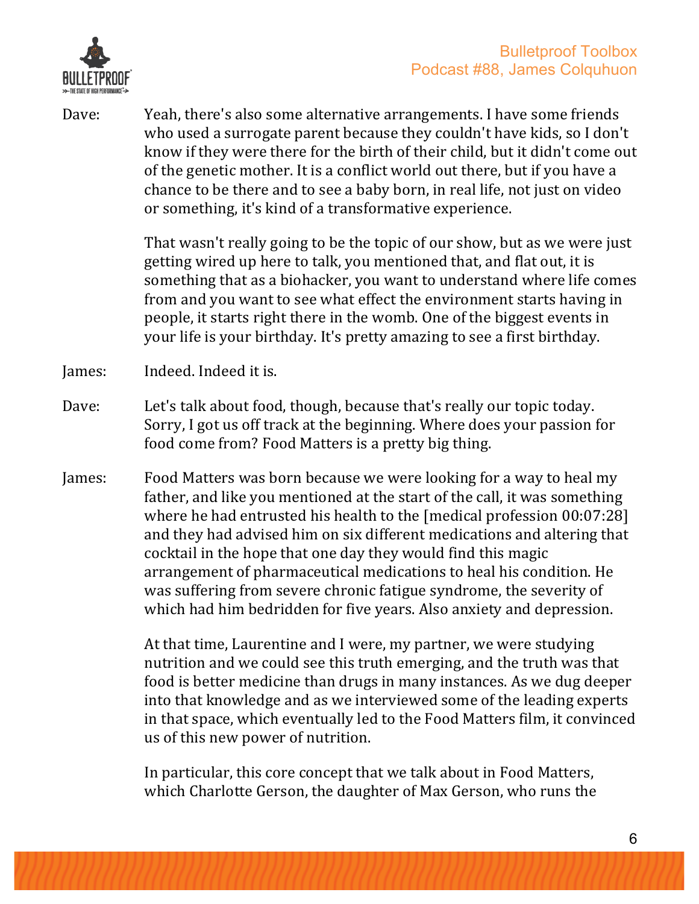Dave: Yeah, there's also some alternative arrangements. I have some friends who used a surrogate parent because they couldn't have kids, so I don't know if they were there for the birth of their child, but it didn't come out of the genetic mother. It is a conflict world out there, but if you have a chance to be there and to see a baby born, in real life, not just on video or something, it's kind of a transformative experience.

That wasn't really going to be the topic of our show, but as we were just getting wired up here to talk, you mentioned that, and flat out, it is something that as a biohacker, you want to understand where life comes from and you want to see what effect the environment starts having in people, it starts right there in the womb. One of the biggest events in your life is your birthday. It's pretty amazing to see a first birthday.

James: Indeed. Indeed it is.

Dave: Let's talk about food, though, because that's really our topic today. Sorry, I got us off track at the beginning. Where does your passion for food come from? Food Matters is a pretty big thing.

James: Food Matters was born because we were looking for a way to heal my father, and like you mentioned at the start of the call, it was something where he had entrusted his health to the [medical profession 00:07:28] and they had advised him on six different medications and altering that cocktail in the hope that one day they would find this magic arrangement of pharmaceutical medications to heal his condition. He was suffering from severe chronic fatigue syndrome, the severity of which had him bedridden for five years. Also anxiety and depression.

At that time, Laurentine and I were, my partner, we were studying nutrition and we could see this truth emerging, and the truth was that food is better medicine than drugs in many instances. As we dug deeper into that knowledge and as we interviewed some of the leading experts in that space, which eventually led to the Food Matters film, it convinced us of this new power of nutrition.

In particular, this core concept that we talk about in Food Matters, which Charlotte Gerson, the daughter of Max Gerson, who runs the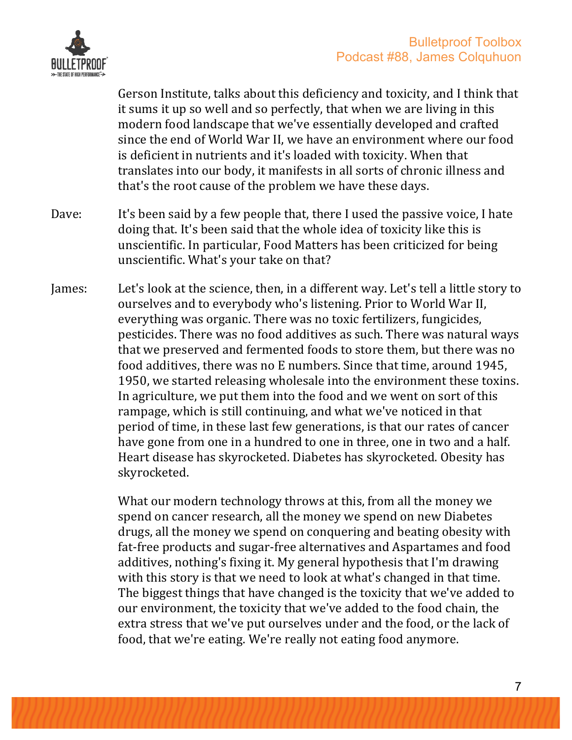Gerson Institute, talks about this deficiency and toxicity, and I think that it sums it up so well and so perfectly, that when we are living in this modern food landscape that we've essentially developed and crafted since the end of World War II, we have an environment where our food is deficient in nutrients and it's loaded with toxicity. When that translates into our body, it manifests in all sorts of chronic illness and that's the root cause of the problem we have these days.

Dave: It's been said by a few people that, there I used the passive voice, I hate doing that. It's been said that the whole idea of toxicity like this is unscientific. In particular, Food Matters has been criticized for being unscientific. What's your take on that?

James: Let's look at the science, then, in a different way. Let's tell a little story to ourselves and to everybody who's listening. Prior to World War II, everything was organic. There was no toxic fertilizers, fungicides, pesticides. There was no food additives as such. There was natural ways that we preserved and fermented foods to store them, but there was no food additives, there was no E numbers. Since that time, around 1945, 1950, we started releasing wholesale into the environment these toxins. In agriculture, we put them into the food and we went on sort of this rampage, which is still continuing, and what we've noticed in that period of time, in these last few generations, is that our rates of cancer have gone from one in a hundred to one in three, one in two and a half. Heart disease has skyrocketed. Diabetes has skyrocketed. Obesity has skyrocketed.

What our modern technology throws at this, from all the money we spend on cancer research, all the money we spend on new Diabetes drugs, all the money we spend on conquering and beating obesity with fat-free products and sugar-free alternatives and Aspartames and food additives, nothing's fixing it. My general hypothesis that I'm drawing with this story is that we need to look at what's changed in that time. The biggest things that have changed is the toxicity that we've added to our environment, the toxicity that we've added to the food chain, the extra stress that we've put ourselves under and the food, or the lack of food, that we're eating. We're really not eating food anymore.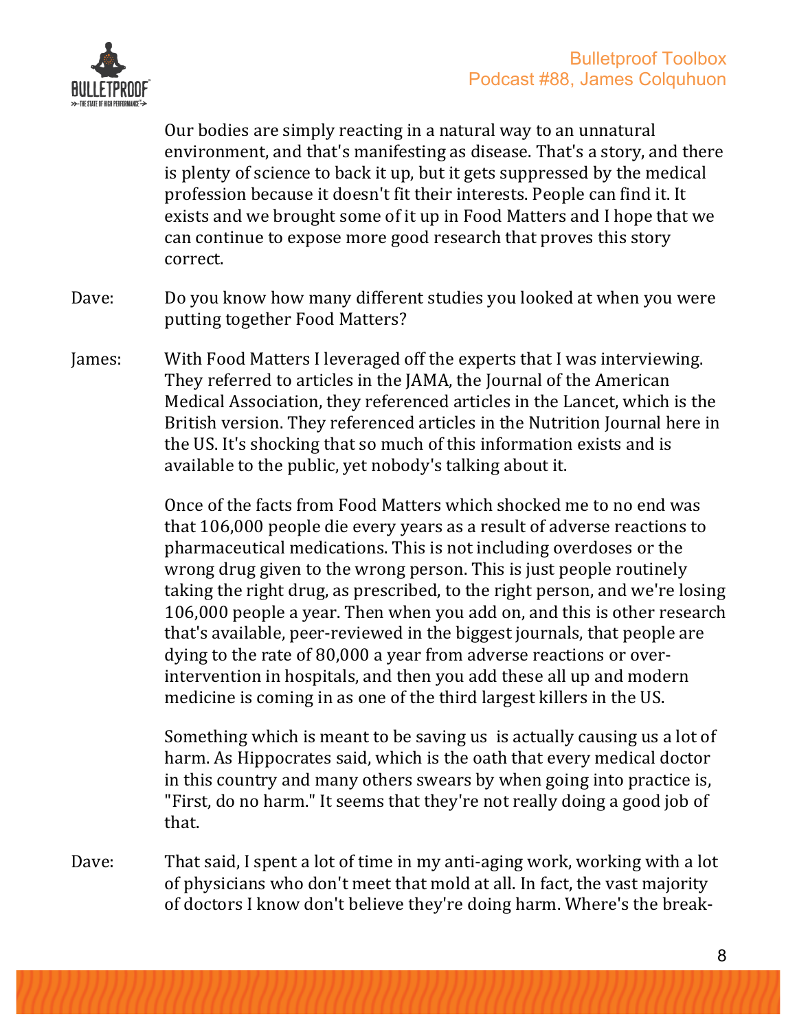Our bodies are simply reacting in a natural way to an unnatural environment, and that's manifesting as disease. That's a story, and there is plenty of science to back it up, but it gets suppressed by the medical profession because it doesn't fit their interests. People can find it. It exists and we brought some of it up in Food Matters and I hope that we can continue to expose more good research that proves this story correct.

Dave: Do you know how many different studies you looked at when you were putting together Food Matters?

James: With Food Matters I leveraged off the experts that I was interviewing. They referred to articles in the JAMA, the Journal of the American Medical Association, they referenced articles in the Lancet, which is the British version. They referenced articles in the Nutrition Journal here in the US. It's shocking that so much of this information exists and is available to the public, yet nobody's talking about it.

Once of the facts from Food Matters which shocked me to no end was that 106,000 people die every years as a result of adverse reactions to pharmaceutical medications. This is not including overdoses or the wrong drug given to the wrong person. This is just people routinely taking the right drug, as prescribed, to the right person, and we're losing 106,000 people a year. Then when you add on, and this is other research that's available, peer-reviewed in the biggest journals, that people are dying to the rate of 80,000 a year from adverse reactions or over-intervention in hospitals, and then you add these all up and modern medicine is coming in as one of the third largest killers in the US.

Something which is meant to be saving us is actually causing us a lot of harm. As Hippocrates said, which is the oath that every medical doctor in this country and many others swears by when going into practice is, "First, do no harm." It seems that they're not really doing a good job of that.

Dave: That said, I spent a lot of time in my anti-aging work, working with a lot of physicians who don't meet that mold at all. In fact, the vast majority of doctors I know don't believe they're doing harm. Where's the break-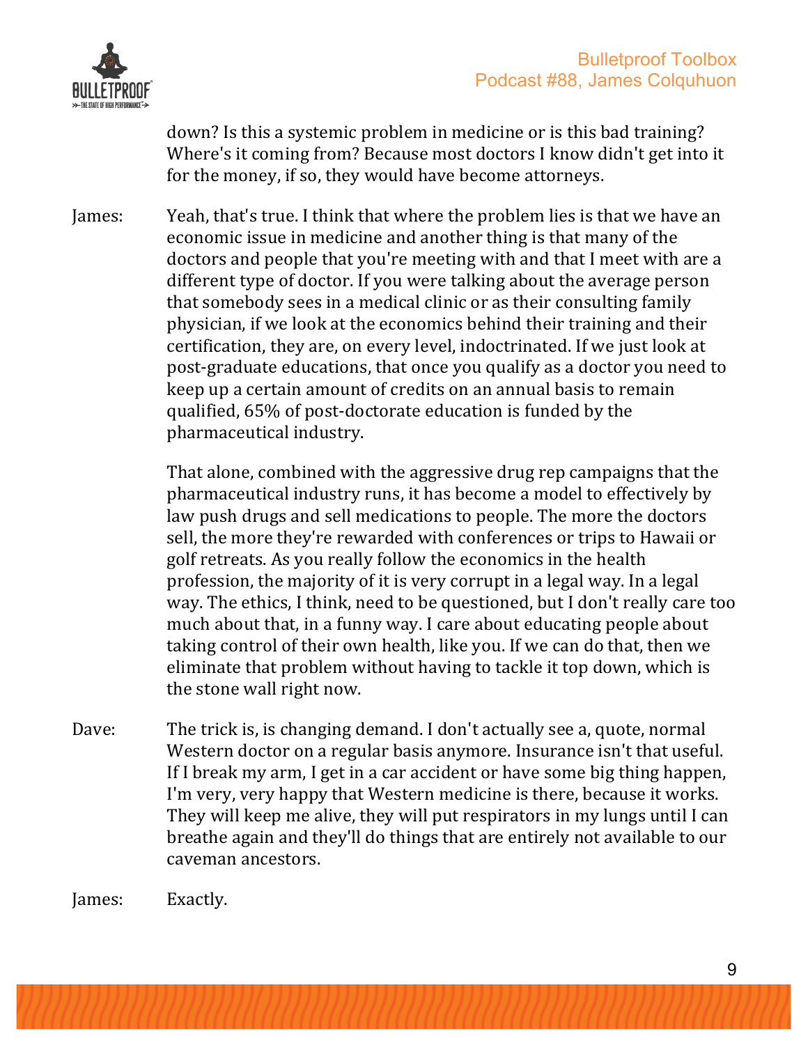down? Is this a systemic problem in medicine or is this bad training? Where's it coming from? Because most doctors I know didn't get into it for the money, if so, they would have become attorneys.

James: Yeah, that's true. I think that where the problem lies is that we have an economic issue in medicine and another thing is that many of the doctors and people that you're meeting with and that I meet with are a different type of doctor. If you were talking about the average person that somebody sees in a medical clinic or as their consulting family physician, if we look at the economics behind their training and their certification, they are, on every level, indoctrinated. If we just look at post-graduate educations, that once you qualify as a doctor you need to keep up a certain amount of credits on an annual basis to remain qualified, 65% of post-doctorate education is funded by the pharmaceutical industry.

That alone, combined with the aggressive drug rep campaigns that the pharmaceutical industry runs, it has become a model to effectively by law push drugs and sell medications to people. The more the doctors sell, the more they're rewarded with conferences or trips to Hawaii or golf retreats. As you really follow the economics in the health profession, the majority of it is very corrupt in a legal way. In a legal way. The ethics, I think, need to be questioned, but I don't really care too much about that, in a funny way. I care about educating people about taking control of their own health, like you. If we can do that, then we eliminate that problem without having to tackle it top down, which is the stone wall right now.

Dave: The trick is, is changing demand. I don't actually see a, quote, normal Western doctor on a regular basis anymore. Insurance isn't that useful. If I break my arm, I get in a car accident or have some big thing happen, I'm very, very happy that Western medicine is there, because it works. They will keep me alive, they will put respirators in my lungs until I can breathe again and they'll do things that are entirely not available to our caveman ancestors.

James: Exactly.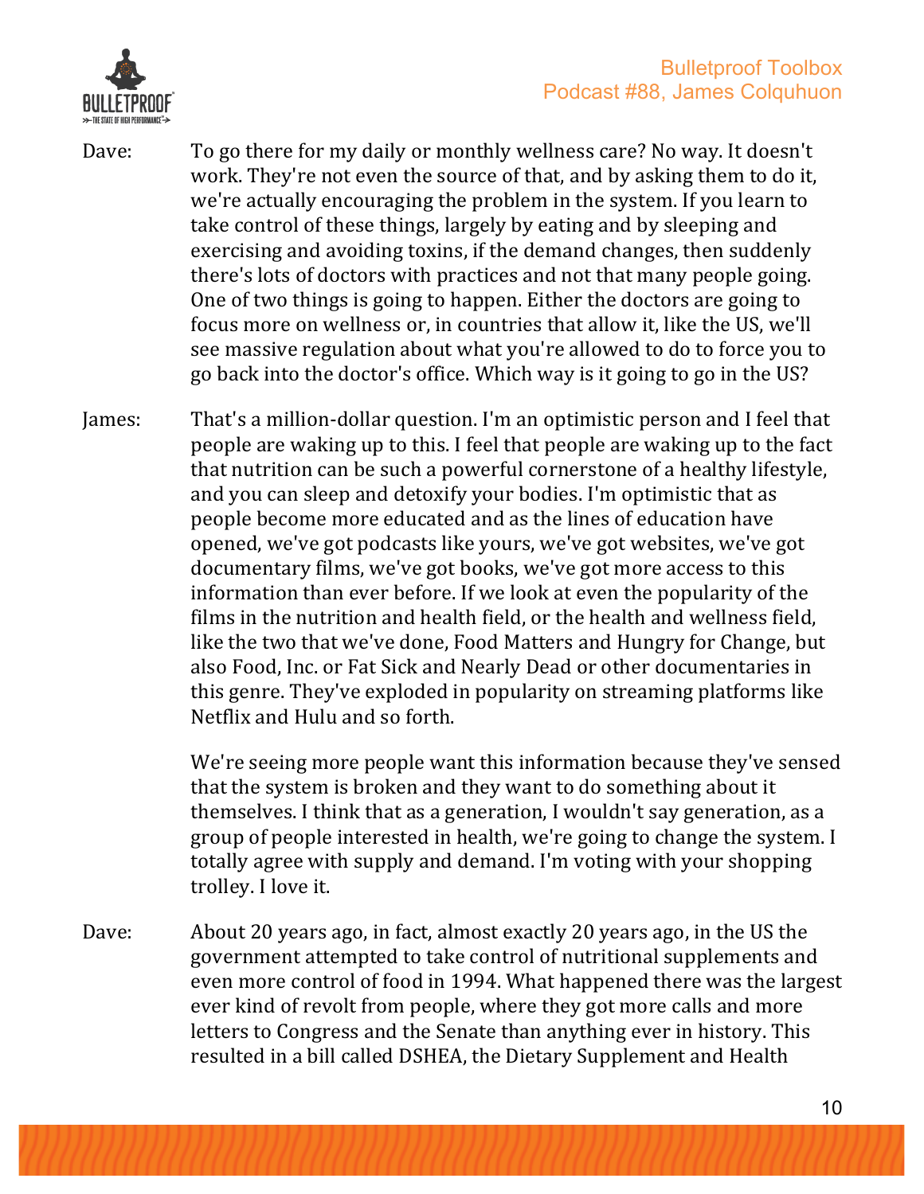Dave: To go there for my daily or monthly wellness care? No way. It doesn't work. They're not even the source of that, and by asking them to do it, we're actually encouraging the problem in the system. If you learn to take control of these things, largely by eating and by sleeping and exercising and avoiding toxins, if the demand changes, then suddenly there's lots of doctors with practices and not that many people going. One of two things is going to happen. Either the doctors are going to focus more on wellness or, in countries that allow it, like the US, we'll see massive regulation about what you're allowed to do to force you to go back into the doctor's office. Which way is it going to go in the US?

James: That's a million-dollar question. I'm an optimistic person and I feel that people are waking up to this. I feel that people are waking up to the fact that nutrition can be such a powerful cornerstone of a healthy lifestyle, and you can sleep and detoxify your bodies. I'm optimistic that as people become more educated and as the lines of education have opened, we've got podcasts like yours, we've got websites, we've got documentary films, we've got books, we've got more access to this information than ever before. If we look at even the popularity of the films in the nutrition and health field, or the health and wellness field, like the two that we've done, Food Matters and Hungry for Change, but also Food, Inc. or Fat Sick and Nearly Dead or other documentaries in this genre. They've exploded in popularity on streaming platforms like Netflix and Hulu and so forth.

We're seeing more people want this information because they've sensed that the system is broken and they want to do something about it themselves. I think that as a generation, I wouldn't say generation, as a group of people interested in health, we're going to change the system. I totally agree with supply and demand. I'm voting with your shopping trolley. I love it.

Dave: About 20 years ago, in fact, almost exactly 20 years ago, in the US the government attempted to take control of nutritional supplements and even more control of food in 1994. What happened there was the largest ever kind of revolt from people, where they got more calls and more letters to Congress and the Senate than anything ever in history. This resulted in a bill called DSHEA, the Dietary Supplement and Health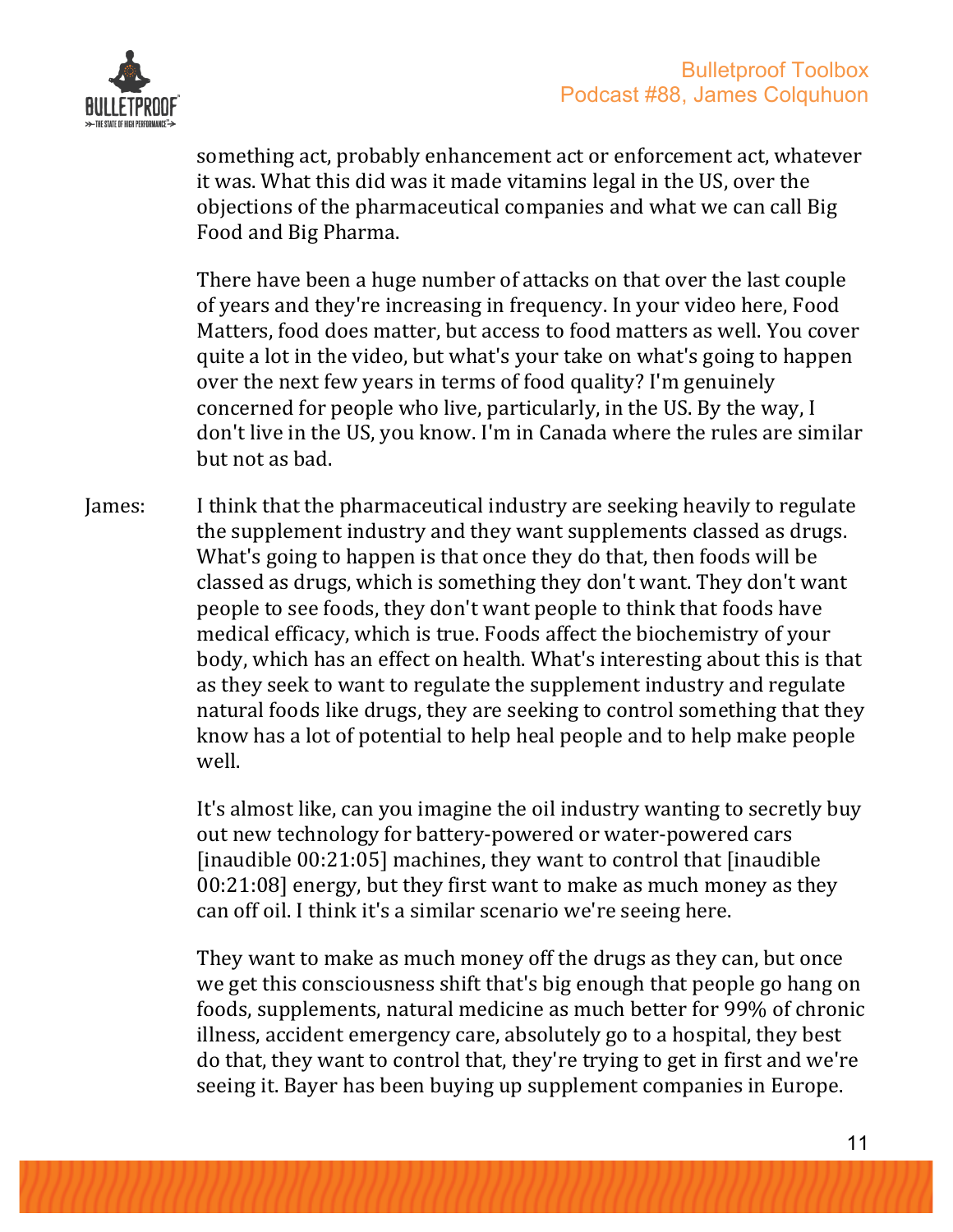something act, probably enhancement act or enforcement act, whatever it was. What this did was it made vitamins legal in the US, over the objections of the pharmaceutical companies and what we can call Big Food and Big Pharma.

There have been a huge number of attacks on that over the last couple of years and they're increasing in frequency. In your video here, Food Matters, food does matter, but access to food matters as well. You cover quite a lot in the video, but what's your take on what's going to happen over the next few years in terms of food quality? I'm genuinely concerned for people who live, particularly, in the US. By the way, I don't live in the US, you know. I'm in Canada where the rules are similar but not as bad.

James: I think that the pharmaceutical industry are seeking heavily to regulate the supplement industry and they want supplements classed as drugs. What's going to happen is that once they do that, then foods will be classed as drugs, which is something they don't want. They don't want people to see foods, they don't want people to think that foods have medical efficacy, which is true. Foods affect the biochemistry of your body, which has an effect on health. What's interesting about this is that as they seek to want to regulate the supplement industry and regulate natural foods like drugs, they are seeking to control something that they know has a lot of potential to help heal people and to help make people well.

It's almost like, can you imagine the oil industry wanting to secretly buy out new technology for battery-powered or water-powered cars [inaudible 00:21:05] machines, they want to control that [inaudible 00:21:08] energy, but they first want to make as much money as they can off oil. I think it's a similar scenario we're seeing here.

They want to make as much money off the drugs as they can, but once we get this consciousness shift that's big enough that people go hang on foods, supplements, natural medicine as much better for 99% of chronic illness, accident emergency care, absolutely go to a hospital, they best do that, they want to control that, they're trying to get in first and we're seeing it. Bayer has been buying up supplement companies in Europe.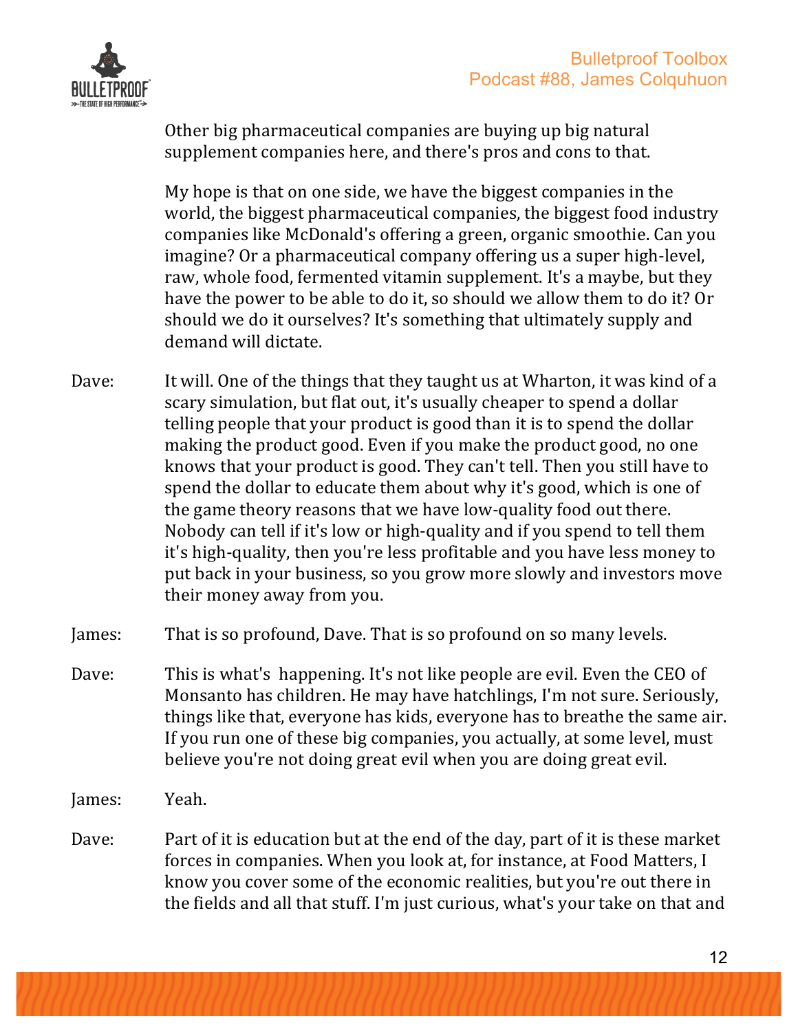Other big pharmaceutical companies are buying up big natural supplement companies here, and there's pros and cons to that.

My hope is that on one side, we have the biggest companies in the world, the biggest pharmaceutical companies, the biggest food industry companies like McDonald's offering a green, organic smoothie. Can you imagine? Or a pharmaceutical company offering us a super high-level, raw, whole food, fermented vitamin supplement. It's a maybe, but they have the power to be able to do it, so should we allow them to do it? Or should we do it ourselves? It's something that ultimately supply and demand will dictate.

Dave: It will. One of the things that they taught us at Wharton, it was kind of a scary simulation, but flat out, it's usually cheaper to spend a dollar telling people that your product is good than it is to spend the dollar making the product good. Even if you make the product good, no one knows that your product is good. They can't tell. Then you still have to spend the dollar to educate them about why it's good, which is one of the game theory reasons that we have low-quality food out there. Nobody can tell if it's low or high-quality and if you spend to tell them it's high-quality, then you're less profitable and you have less money to put back in your business, so you grow more slowly and investors move their money away from you.

James: That is so profound, Dave. That is so profound on so many levels.

Dave: This is what's happening. It's not like people are evil. Even the CEO of Monsanto has children. He may have hatchlings, I'm not sure. Seriously, things like that, everyone has kids, everyone has to breathe the same air. If you run one of these big companies, you actually, at some level, must believe you're not doing great evil when you are doing great evil.

James: Yeah.

Dave: Part of it is education but at the end of the day, part of it is these market forces in companies. When you look at, for instance, at Food Matters, I know you cover some of the economic realities, but you're out there in the fields and all that stuff. I'm just curious, what's your take on that and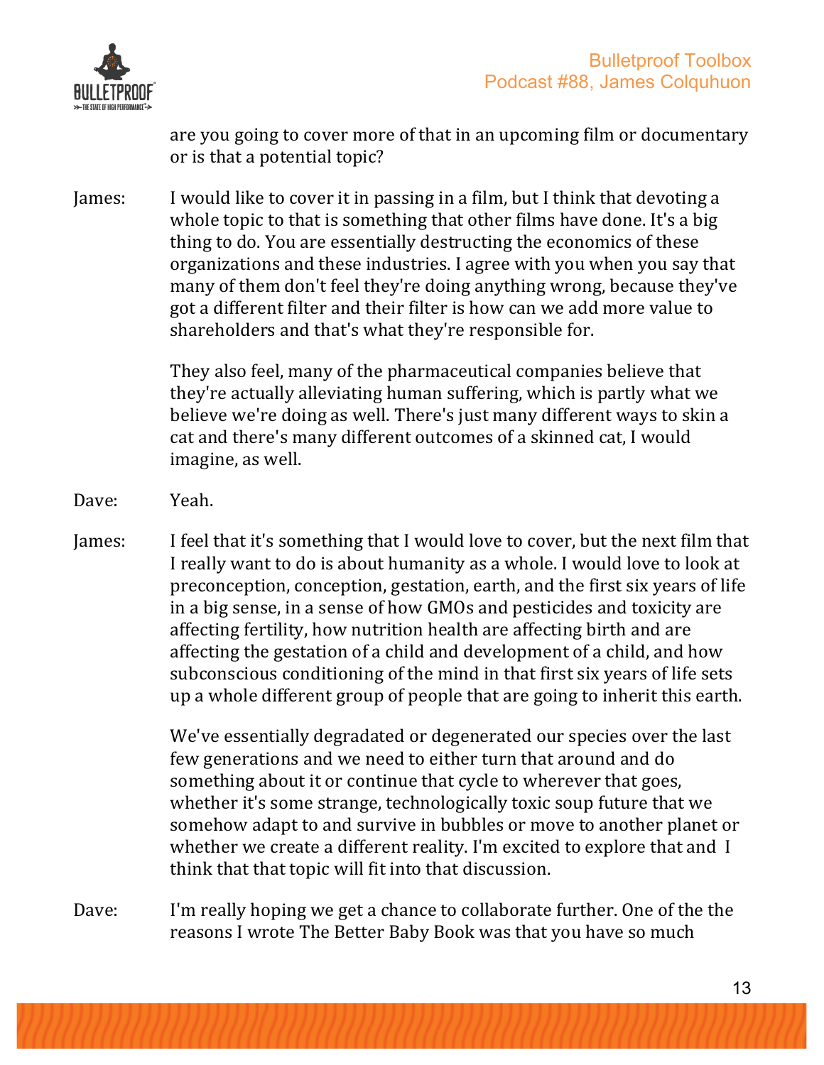are you going to cover more of that in an upcoming film or documentary or is that a potential topic?

James: I would like to cover it in passing in a film, but I think that devoting a whole topic to that is something that other films have done. It's a big thing to do. You are essentially destructing the economics of these organizations and these industries. I agree with you when you say that many of them don't feel they're doing anything wrong, because they've got a different filter and their filter is how can we add more value to shareholders and that's what they're responsible for.

They also feel, many of the pharmaceutical companies believe that they're actually alleviating human suffering, which is partly what we believe we're doing as well. There's just many different ways to skin a cat and there's many different outcomes of a skinned cat, I would imagine, as well.

Dave: Yeah.

James: I feel that it's something that I would love to cover, but the next film that I really want to do is about humanity as a whole. I would love to look at preconception, conception, gestation, earth, and the first six years of life in a big sense, in a sense of how GMOs and pesticides and toxicity are affecting fertility, how nutrition health are affecting birth and are affecting the gestation of a child and development of a child, and how subconscious conditioning of the mind in that first six years of life sets up a whole different group of people that are going to inherit this earth.

We've essentially degradated or degenerated our species over the last few generations and we need to either turn that around and do something about it or continue that cycle to wherever that goes, whether it's some strange, technologically toxic soup future that we somehow adapt to and survive in bubbles or move to another planet or whether we create a different reality. I'm excited to explore that and I think that that topic will fit into that discussion.

Dave: I'm really hoping we get a chance to collaborate further. One of the the reasons I wrote The Better Baby Book was that you have so much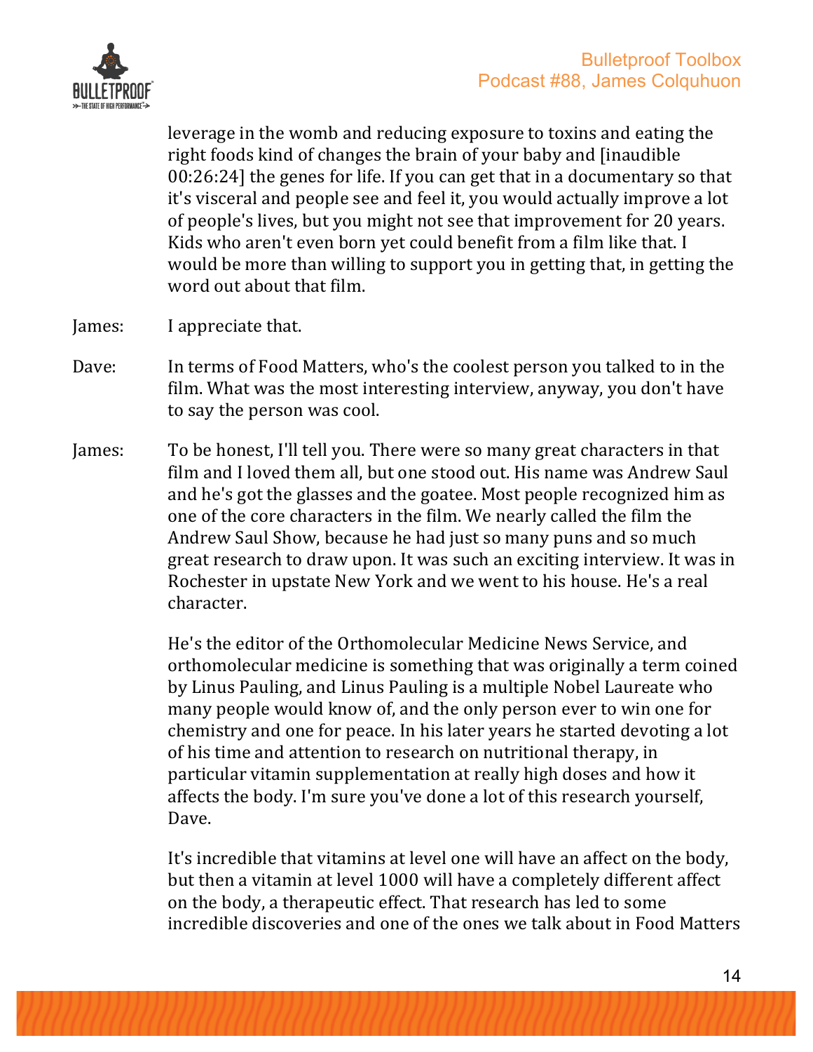leverage in the womb and reducing exposure to toxins and eating the right foods kind of changes the brain of your baby and [inaudible 00:26:24] the genes for life. If you can get that in a documentary so that it's visceral and people see and feel it, you would actually improve a lot of people's lives, but you might not see that improvement for 20 years. Kids who aren't even born yet could benefit from a film like that. I would be more than willing to support you in getting that, in getting the word out about that film.

James: I appreciate that.

Dave: In terms of Food Matters, who's the coolest person you talked to in the film. What was the most interesting interview, anyway, you don't have to say the person was cool.

James: To be honest, I'll tell you. There were so many great characters in that film and I loved them all, but one stood out. His name was Andrew Saul and he's got the glasses and the goatee. Most people recognized him as one of the core characters in the film. We nearly called the film the Andrew Saul Show, because he had just so many puns and so much great research to draw upon. It was such an exciting interview. It was in Rochester in upstate New York and we went to his house. He's a real character.

He's the editor of the Orthomolecular Medicine News Service, and orthomolecular medicine is something that was originally a term coined by Linus Pauling, and Linus Pauling is a multiple Nobel Laureate who many people would know of, and the only person ever to win one for chemistry and one for peace. In his later years he started devoting a lot of his time and attention to research on nutritional therapy, in particular vitamin supplementation at really high doses and how it affects the body. I'm sure you've done a lot of this research yourself, Dave.

It's incredible that vitamins at level one will have an affect on the body, but then a vitamin at level 1000 will have a completely different affect on the body, a therapeutic effect. That research has led to some incredible discoveries and one of the ones we talk about in Food Matters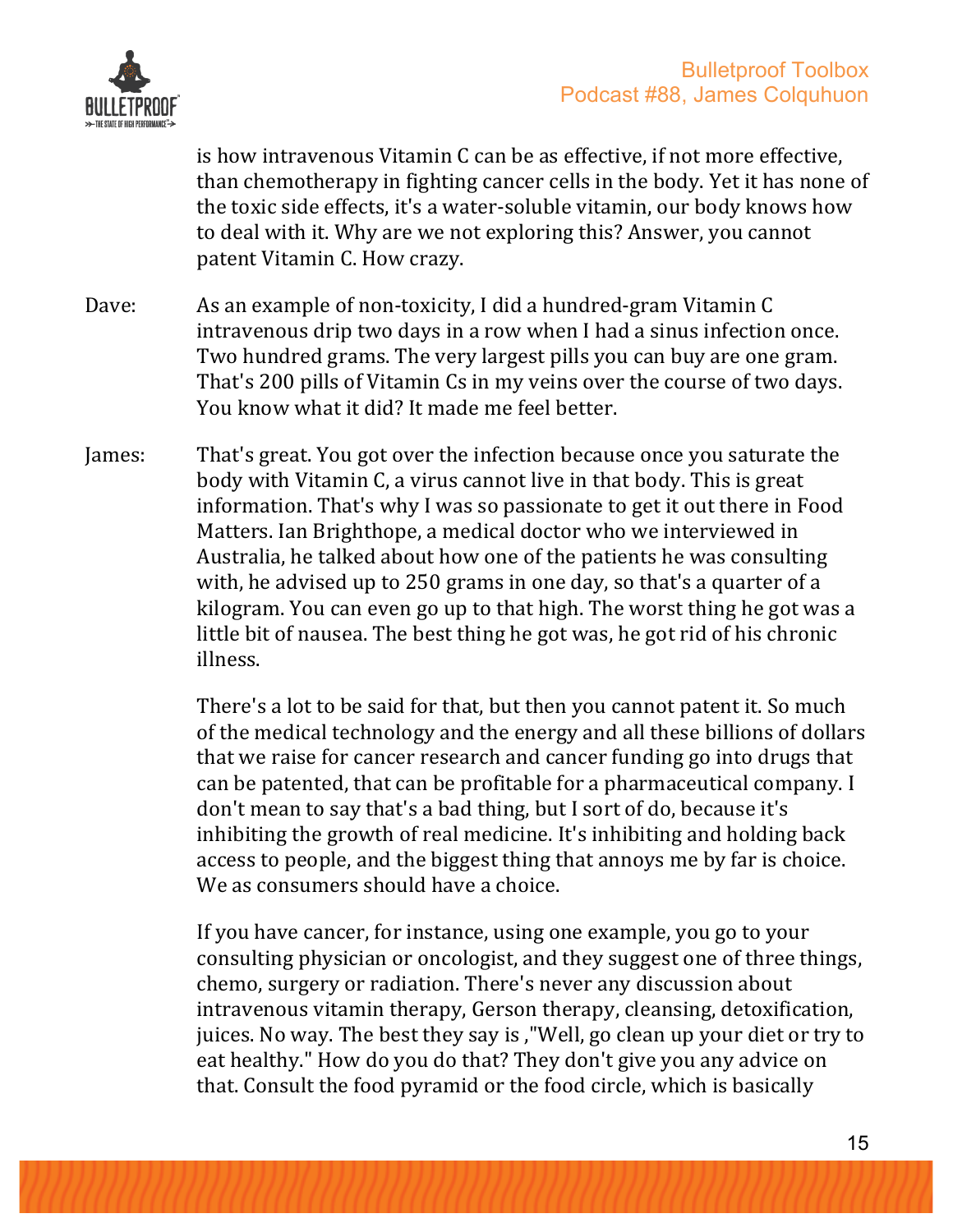is how intravenous Vitamin C can be as effective, if not more effective, than chemotherapy in fighting cancer cells in the body. Yet it has none of the toxic side effects, it's a water-soluble vitamin, our body knows how to deal with it. Why are we not exploring this? Answer, you cannot patent Vitamin C. How crazy.

Dave: As an example of non-toxicity, I did a hundred-gram Vitamin C intravenous drip two days in a row when I had a sinus infection once. Two hundred grams. The very largest pills you can buy are one gram. That's 200 pills of Vitamin Cs in my veins over the course of two days. You know what it did? It made me feel better.

James: That's great. You got over the infection because once you saturate the body with Vitamin C, a virus cannot live in that body. This is great information. That's why I was so passionate to get it out there in Food Matters. Ian Brighthope, a medical doctor who we interviewed in Australia, he talked about how one of the patients he was consulting with, he advised up to 250 grams in one day, so that's a quarter of a kilogram. You can even go up to that high. The worst thing he got was a little bit of nausea. The best thing he got was, he got rid of his chronic illness.

There's a lot to be said for that, but then you cannot patent it. So much of the medical technology and the energy and all these billions of dollars that we raise for cancer research and cancer funding go into drugs that can be patented, that can be profitable for a pharmaceutical company. I don't mean to say that's a bad thing, but I sort of do, because it's inhibiting the growth of real medicine. It's inhibiting and holding back access to people, and the biggest thing that annoys me by far is choice. We as consumers should have a choice.

If you have cancer, for instance, using one example, you go to your consulting physician or oncologist, and they suggest one of three things, chemo, surgery or radiation. There's never any discussion about intravenous vitamin therapy, Gerson therapy, cleansing, detoxification, juices. No way. The best they say is ,"Well, go clean up your diet or try to eat healthy." How do you do that? They don't give you any advice on that. Consult the food pyramid or the food circle, which is basically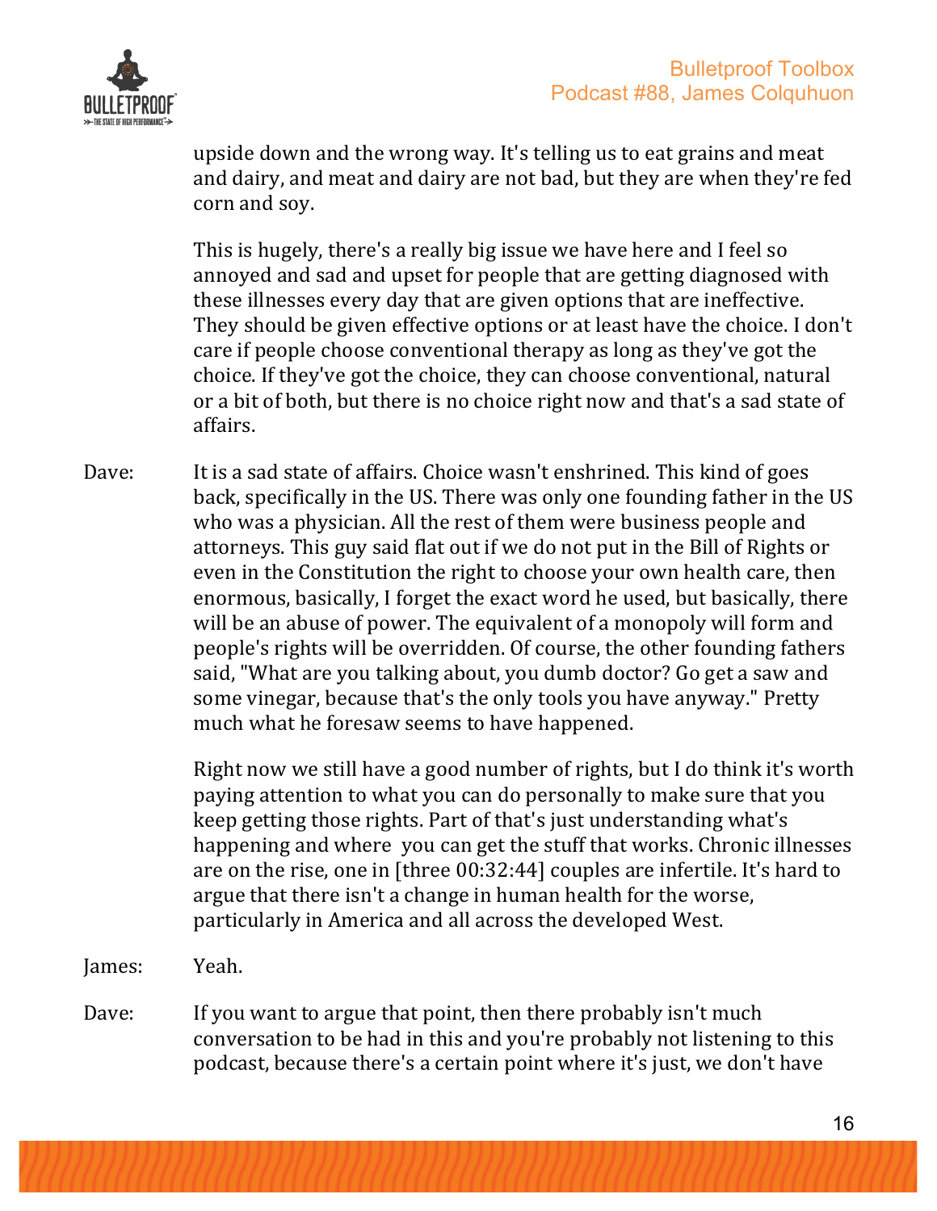upside down and the wrong way. It's telling us to eat grains and meat and dairy, and meat and dairy are not bad, but they are when they're fed corn and soy.

This is hugely, there's a really big issue we have here and I feel so annoyed and sad and upset for people that are getting diagnosed with these illnesses every day that are given options that are ineffective. They should be given effective options or at least have the choice. I don't care if people choose conventional therapy as long as they've got the choice. If they've got the choice, they can choose conventional, natural or a bit of both, but there is no choice right now and that's a sad state of affairs.

Dave: It is a sad state of affairs. Choice wasn't enshrined. This kind of goes back, specifically in the US. There was only one founding father in the US who was a physician. All the rest of them were business people and attorneys. This guy said flat out if we do not put in the Bill of Rights or even in the Constitution the right to choose your own health care, then enormous, basically, I forget the exact word he used, but basically, there will be an abuse of power. The equivalent of a monopoly will form and people's rights will be overridden. Of course, the other founding fathers said, "What are you talking about, you dumb doctor? Go get a saw and some vinegar, because that's the only tools you have anyway." Pretty much what he foresaw seems to have happened.

Right now we still have a good number of rights, but I do think it's worth paying attention to what you can do personally to make sure that you keep getting those rights. Part of that's just understanding what's happening and where you can get the stuff that works. Chronic illnesses are on the rise, one in [three 00:32:44] couples are infertile. It's hard to argue that there isn't a change in human health for the worse, particularly in America and all across the developed West.

James: Yeah.

Dave: If you want to argue that point, then there probably isn't much conversation to be had in this and you're probably not listening to this podcast, because there's a certain point where it's just, we don't have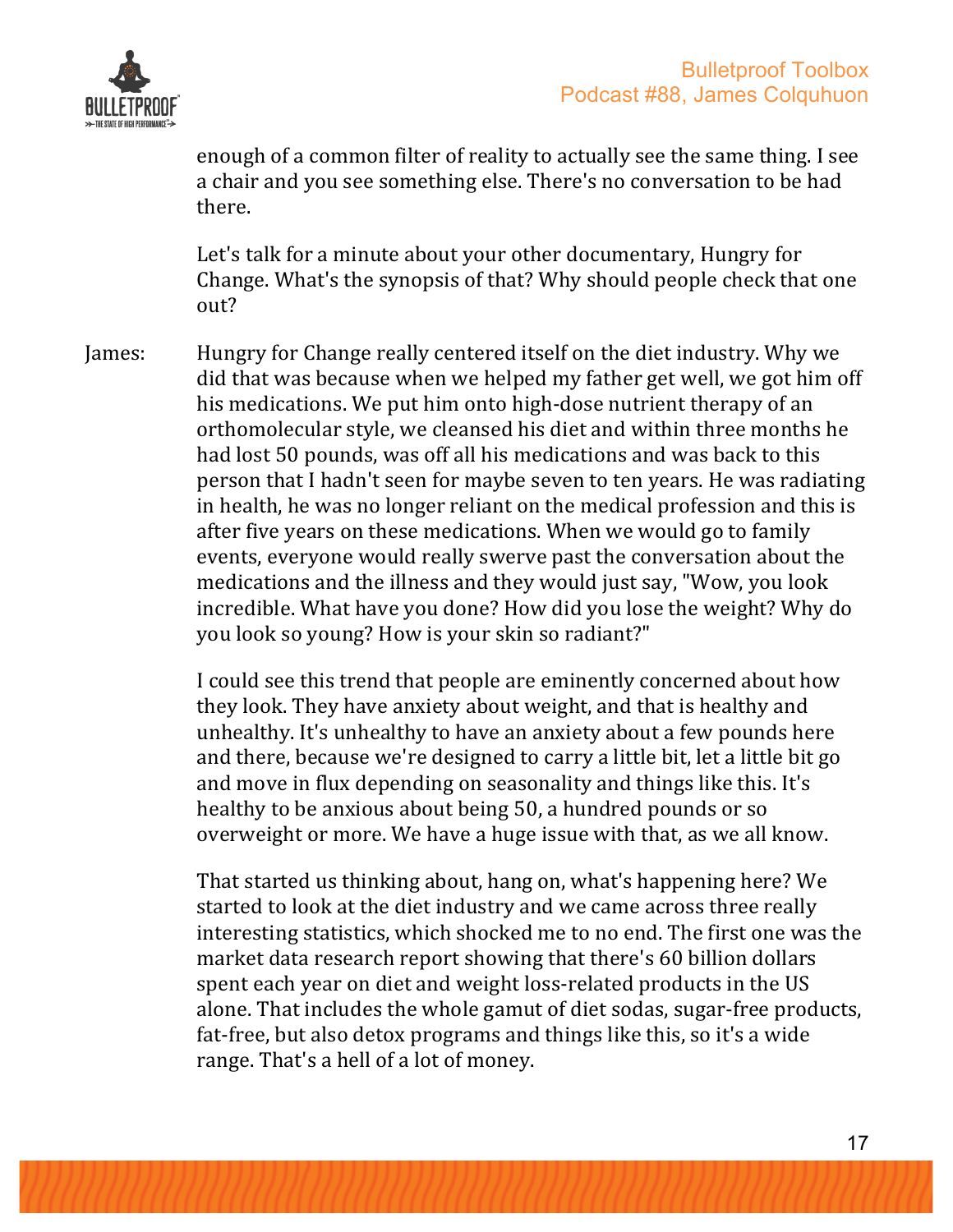enough of a common filter of reality to actually see the same thing. I see a chair and you see something else. There's no conversation to be had there.

Let's talk for a minute about your other documentary, Hungry for Change. What's the synopsis of that? Why should people check that one out?

James: Hungry for Change really centered itself on the diet industry. Why we did that was because when we helped my father get well, we got him off his medications. We put him onto high-dose nutrient therapy of an orthomolecular style, we cleansed his diet and within three months he had lost 50 pounds, was off all his medications and was back to this person that I hadn't seen for maybe seven to ten years. He was radiating in health, he was no longer reliant on the medical profession and this is after five years on these medications. When we would go to family events, everyone would really swerve past the conversation about the medications and the illness and they would just say, "Wow, you look incredible. What have you done? How did you lose the weight? Why do you look so young? How is your skin so radiant?"

I could see this trend that people are eminently concerned about how they look. They have anxiety about weight, and that is healthy and unhealthy. It's unhealthy to have an anxiety about a few pounds here and there, because we're designed to carry a little bit, let a little bit go and move in flux depending on seasonality and things like this. It's healthy to be anxious about being 50, a hundred pounds or so overweight or more. We have a huge issue with that, as we all know.

That started us thinking about, hang on, what's happening here? We started to look at the diet industry and we came across three really interesting statistics, which shocked me to no end. The first one was the market data research report showing that there's 60 billion dollars spent each year on diet and weight loss-related products in the US alone. That includes the whole gamut of diet sodas, sugar-free products, fat-free, but also detox programs and things like this, so it's a wide range. That's a hell of a lot of money.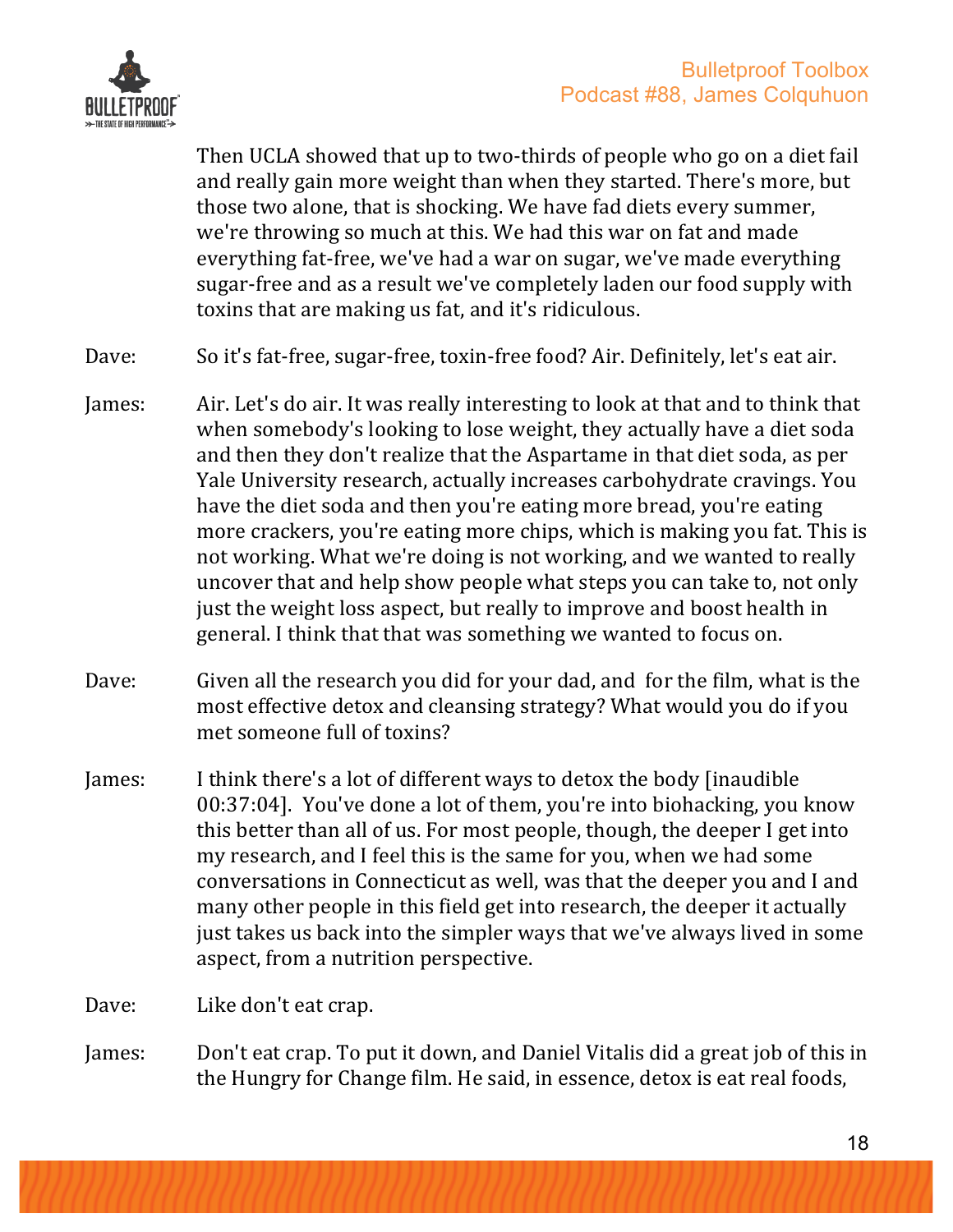Then UCLA showed that up to two-thirds of people who go on a diet fail and really gain more weight than when they started. There's more, but those two alone, that is shocking. We have fad diets every summer, we're throwing so much at this. We had this war on fat and made everything fat-free, we've had a war on sugar, we've made everything sugar-free and as a result we've completely laden our food supply with toxins that are making us fat, and it's ridiculous.

Dave: So it's fat-free, sugar-free, toxin-free food? Air. Definitely, let's eat air.

James: Air. Let's do air. It was really interesting to look at that and to think that when somebody's looking to lose weight, they actually have a diet soda and then they don't realize that the Aspartame in that diet soda, as per Yale University research, actually increases carbohydrate cravings. You have the diet soda and then you're eating more bread, you're eating more crackers, you're eating more chips, which is making you fat. This is not working. What we're doing is not working, and we wanted to really uncover that and help show people what steps you can take to, not only just the weight loss aspect, but really to improve and boost health in general. I think that that was something we wanted to focus on.

Dave: Given all the research you did for your dad, and for the film, what is the most effective detox and cleansing strategy? What would you do if you met someone full of toxins?

James: I think there's a lot of different ways to detox the body [inaudible 00:37:04]. You've done a lot of them, you're into biohacking, you know this better than all of us. For most people, though, the deeper I get into my research, and I feel this is the same for you, when we had some conversations in Connecticut as well, was that the deeper you and I and many other people in this field get into research, the deeper it actually just takes us back into the simpler ways that we've always lived in some aspect, from a nutrition perspective.

Dave: Like don't eat crap.

James: Don't eat crap. To put it down, and Daniel Vitalis did a great job of this in the Hungry for Change film. He said, in essence, detox is eat real foods,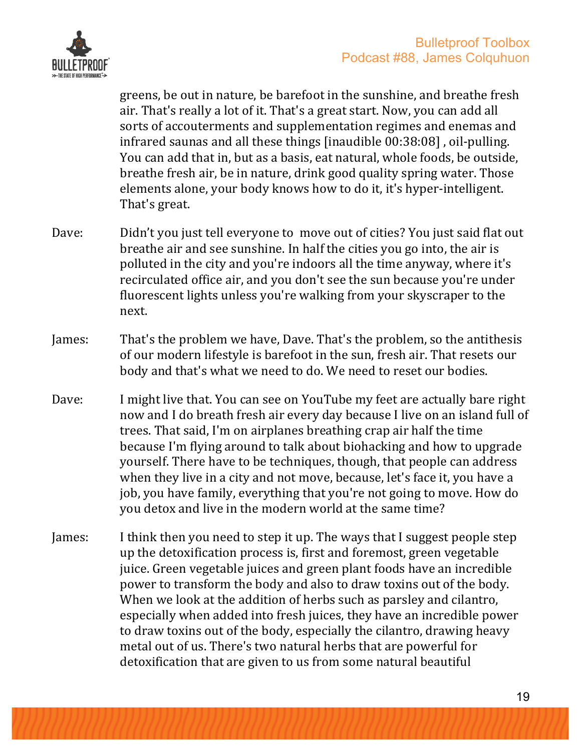greens, be out in nature, be barefoot in the sunshine, and breathe fresh air. That's really a lot of it. That's a great start. Now, you can add all sorts of accouterments and supplementation regimes and enemas and infrared saunas and all these things [inaudible 00:38:08] , oil-pulling. You can add that in, but as a basis, eat natural, whole foods, be outside, breathe fresh air, be in nature, drink good quality spring water. Those elements alone, your body knows how to do it, it's hyper-intelligent. That's great.

Dave: Didn't you just tell everyone to move out of cities? You just said flat out breathe air and see sunshine. In half the cities you go into, the air is polluted in the city and you're indoors all the time anyway, where it's recirculated office air, and you don't see the sun because you're under fluorescent lights unless you're walking from your skyscraper to the next.

James: That's the problem we have, Dave. That's the problem, so the antithesis of our modern lifestyle is barefoot in the sun, fresh air. That resets our body and that's what we need to do. We need to reset our bodies.

Dave: I might live that. You can see on YouTube my feet are actually bare right now and I do breath fresh air every day because I live on an island full of trees. That said, I'm on airplanes breathing crap air half the time because I'm flying around to talk about biohacking and how to upgrade yourself. There have to be techniques, though, that people can address when they live in a city and not move, because, let's face it, you have a job, you have family, everything that you're not going to move. How do you detox and live in the modern world at the same time?

James: I think then you need to step it up. The ways that I suggest people step up the detoxification process is, first and foremost, green vegetable juice. Green vegetable juices and green plant foods have an incredible power to transform the body and also to draw toxins out of the body. When we look at the addition of herbs such as parsley and cilantro, especially when added into fresh juices, they have an incredible power to draw toxins out of the body, especially the cilantro, drawing heavy metal out of us. There's two natural herbs that are powerful for detoxification that are given to us from some natural beautiful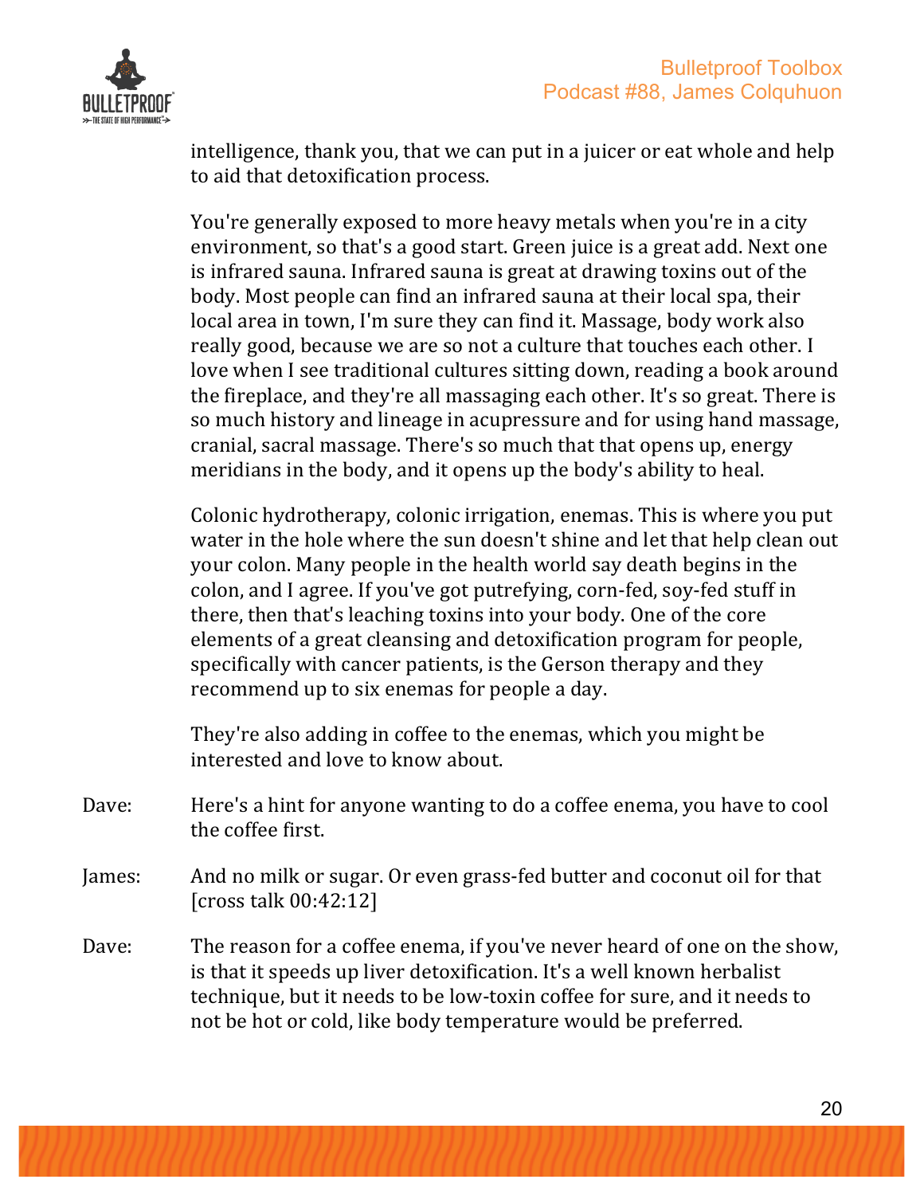intelligence, thank you, that we can put in a juicer or eat whole and help to aid that detoxification process.

You're generally exposed to more heavy metals when you're in a city environment, so that's a good start. Green juice is a great add. Next one is infrared sauna. Infrared sauna is great at drawing toxins out of the body. Most people can find an infrared sauna at their local spa, their local area in town, I'm sure they can find it. Massage, body work also really good, because we are so not a culture that touches each other. I love when I see traditional cultures sitting down, reading a book around the fireplace, and they're all massaging each other. It's so great. There is so much history and lineage in acupressure and for using hand massage, cranial, sacral massage. There's so much that that opens up, energy meridians in the body, and it opens up the body's ability to heal.

Colonic hydrotherapy, colonic irrigation, enemas. This is where you put water in the hole where the sun doesn't shine and let that help clean out your colon. Many people in the health world say death begins in the colon, and I agree. If you've got putrefying, corn-fed, soy-fed stuff in there, then that's leaching toxins into your body. One of the core elements of a great cleansing and detoxification program for people, specifically with cancer patients, is the Gerson therapy and they recommend up to six enemas for people a day.

They're also adding in coffee to the enemas, which you might be interested and love to know about.

Dave: Here's a hint for anyone wanting to do a coffee enema, you have to cool the coffee first.

James: And no milk or sugar. Or even grass-fed butter and coconut oil for that [cross talk 00:42:12]

Dave: The reason for a coffee enema, if you've never heard of one on the show, is that it speeds up liver detoxification. It's a well known herbalist technique, but it needs to be low-toxin coffee for sure, and it needs to not be hot or cold, like body temperature would be preferred.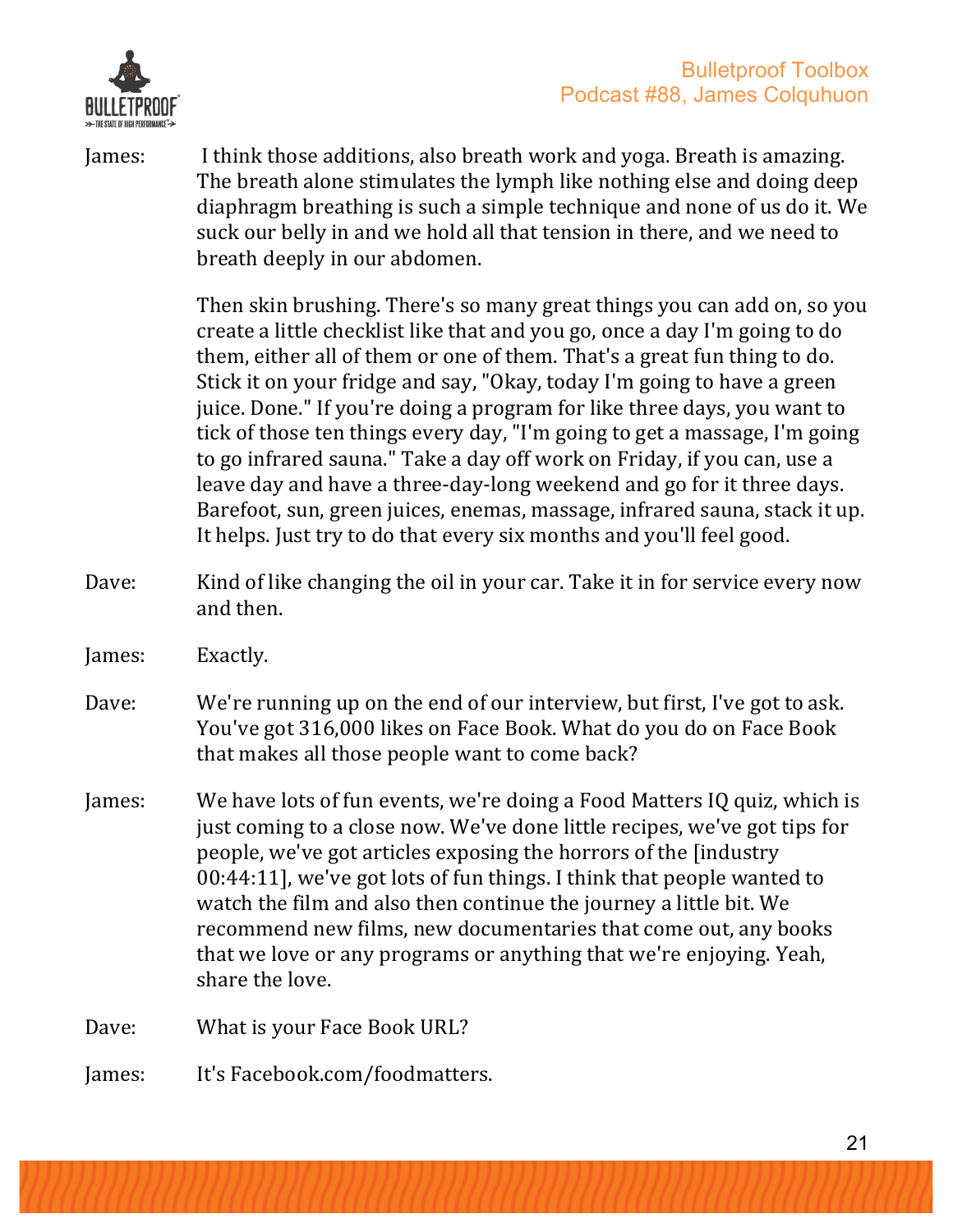James: I think those additions, also breath work and yoga. Breath is amazing. The breath alone stimulates the lymph like nothing else and doing deep diaphragm breathing is such a simple technique and none of us do it. We suck our belly in and we hold all that tension in there, and we need to breath deeply in our abdomen.

Then skin brushing. There's so many great things you can add on, so you create a little checklist like that and you go, once a day I'm going to do them, either all of them or one of them. That's a great fun thing to do. Stick it on your fridge and say, "Okay, today I'm going to have a green juice. Done." If you're doing a program for like three days, you want to tick of those ten things every day, "I'm going to get a massage, I'm going to go infrared sauna." Take a day off work on Friday, if you can, use a leave day and have a three-day-long weekend and go for it three days. Barefoot, sun, green juices, enemas, massage, infrared sauna, stack it up. It helps. Just try to do that every six months and you'll feel good.

Dave: Kind of like changing the oil in your car. Take it in for service every now and then.

James: Exactly.

Dave: We're running up on the end of our interview, but first, I've got to ask. You've got 316,000 likes on Face Book. What do you do on Face Book that makes all those people want to come back?

James: We have lots of fun events, we're doing a Food Matters IQ quiz, which is just coming to a close now. We've done little recipes, we've got tips for people, we've got articles exposing the horrors of the [industry 00:44:11], we've got lots of fun things. I think that people wanted to watch the film and also then continue the journey a little bit. We recommend new films, new documentaries that come out, any books that we love or any programs or anything that we're enjoying. Yeah, share the love.

Dave: What is your Face Book URL?

James: It's Facebook.com/foodmatters.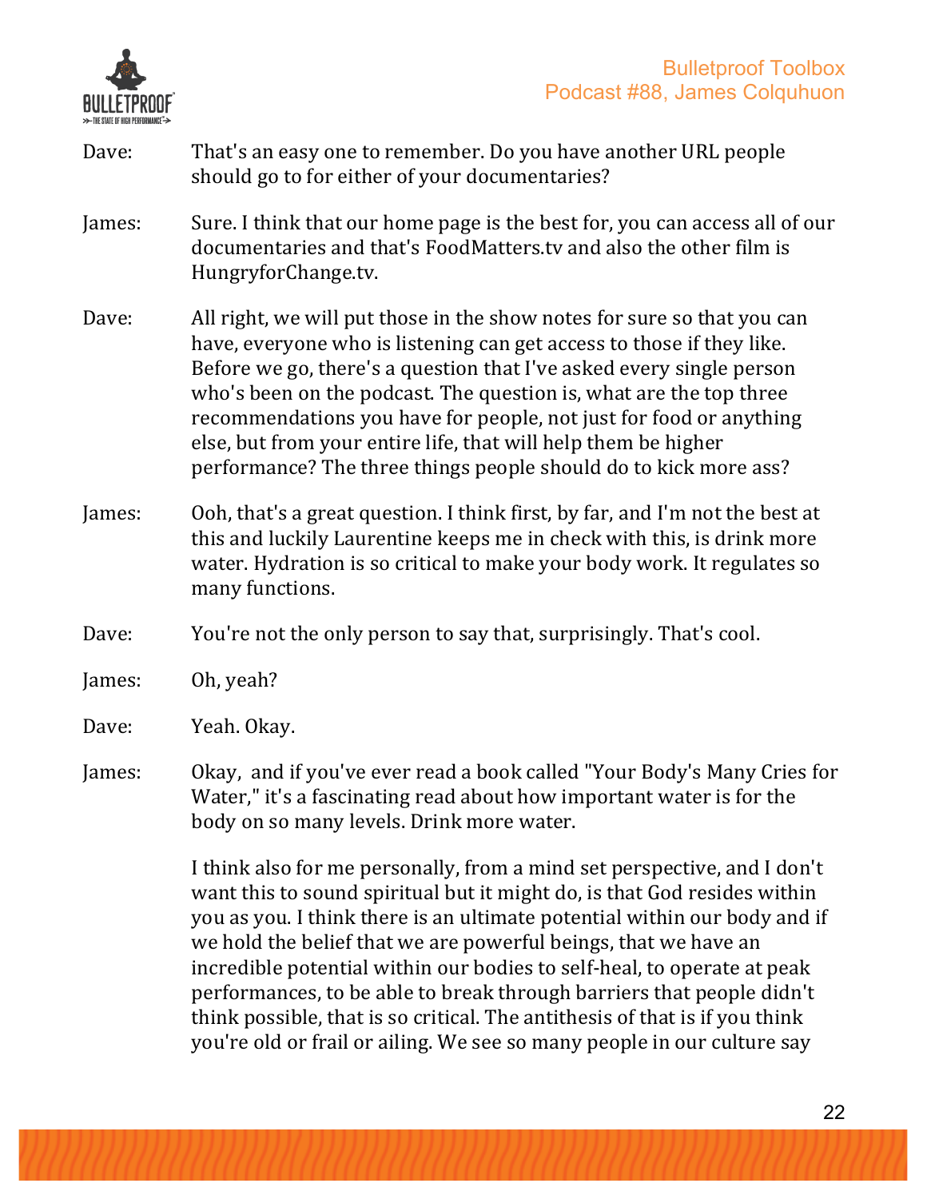Dave: That's an easy one to remember. Do you have another URL people should go to for either of your documentaries?

James: Sure. I think that our home page is the best for, you can access all of our documentaries and that's FoodMatters.tv and also the other film is HungryforChange.tv.

Dave: All right, we will put those in the show notes for sure so that you can have, everyone who is listening can get access to those if they like. Before we go, there's a question that I've asked every single person who's been on the podcast. The question is, what are the top three recommendations you have for people, not just for food or anything else, but from your entire life, that will help them be higher performance? The three things people should do to kick more ass?

James: Ooh, that's a great question. I think first, by far, and I'm not the best at this and luckily Laurentine keeps me in check with this, is drink more water. Hydration is so critical to make your body work. It regulates so many functions.

Dave: You're not the only person to say that, surprisingly. That's cool.

James: Oh, yeah?

Dave: Yeah. Okay.

James: Okay, and if you've ever read a book called "Your Body's Many Cries for Water," it's a fascinating read about how important water is for the body on so many levels. Drink more water.

I think also for me personally, from a mind set perspective, and I don't want this to sound spiritual but it might do, is that God resides within you as you. I think there is an ultimate potential within our body and if we hold the belief that we are powerful beings, that we have an incredible potential within our bodies to self-heal, to operate at peak performances, to be able to break through barriers that people didn't think possible, that is so critical. The antithesis of that is if you think you're old or frail or ailing. We see so many people in our culture say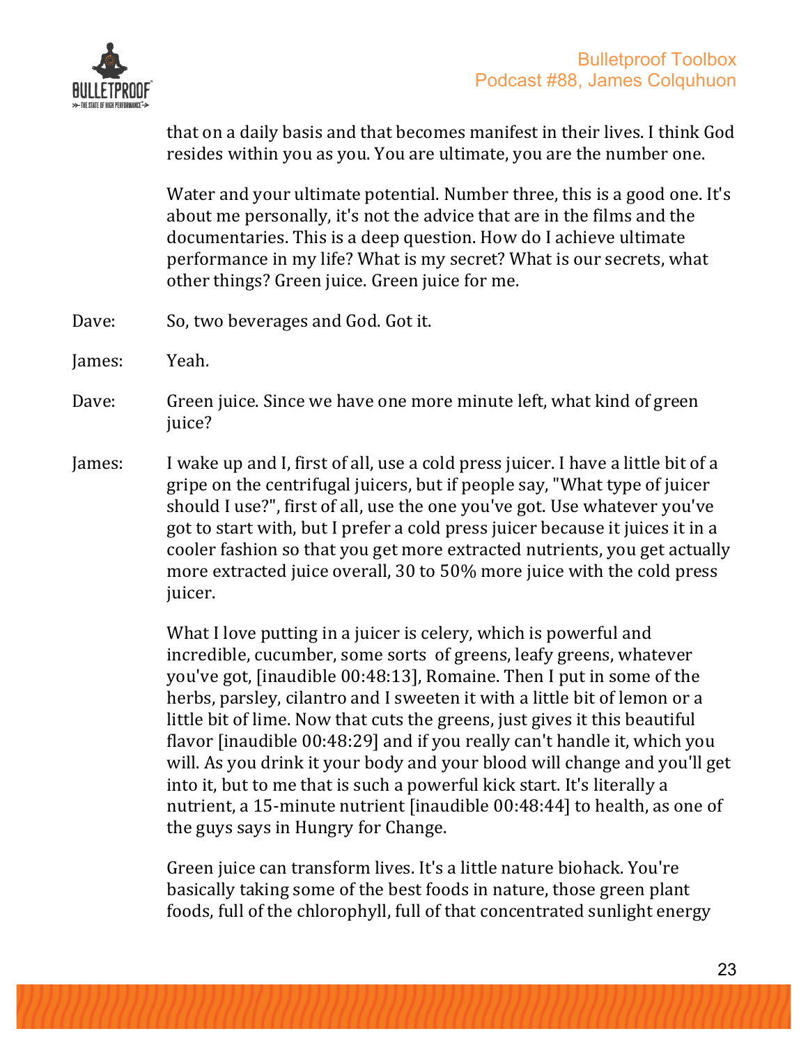that on a daily basis and that becomes manifest in their lives. I think God resides within you as you. You are ultimate, you are the number one.

Water and your ultimate potential. Number three, this is a good one. It's about me personally, it's not the advice that are in the films and the documentaries. This is a deep question. How do I achieve ultimate performance in my life? What is my secret? What is our secrets, what other things? Green juice. Green juice for me.

Dave: So, two beverages and God. Got it.

James: Yeah.

Dave: Green juice. Since we have one more minute left, what kind of green juice?

James: I wake up and I, first of all, use a cold press juicer. I have a little bit of a gripe on the centrifugal juicers, but if people say, "What type of juicer should I use?", first of all, use the one you've got. Use whatever you've got to start with, but I prefer a cold press juicer because it juices it in a cooler fashion so that you get more extracted nutrients, you get actually more extracted juice overall, 30 to 50% more juice with the cold press juicer.

What I love putting in a juicer is celery, which is powerful and incredible, cucumber, some sorts of greens, leafy greens, whatever you've got, [inaudible 00:48:13], Romaine. Then I put in some of the herbs, parsley, cilantro and I sweeten it with a little bit of lemon or a little bit of lime. Now that cuts the greens, just gives it this beautiful flavor [inaudible 00:48:29] and if you really can't handle it, which you will. As you drink it your body and your blood will change and you'll get into it, but to me that is such a powerful kick start. It's literally a nutrient, a 15-minute nutrient [inaudible 00:48:44] to health, as one of the guys says in Hungry for Change.

Green juice can transform lives. It's a little nature biohack. You're basically taking some of the best foods in nature, those green plant foods, full of the chlorophyll, full of that concentrated sunlight energy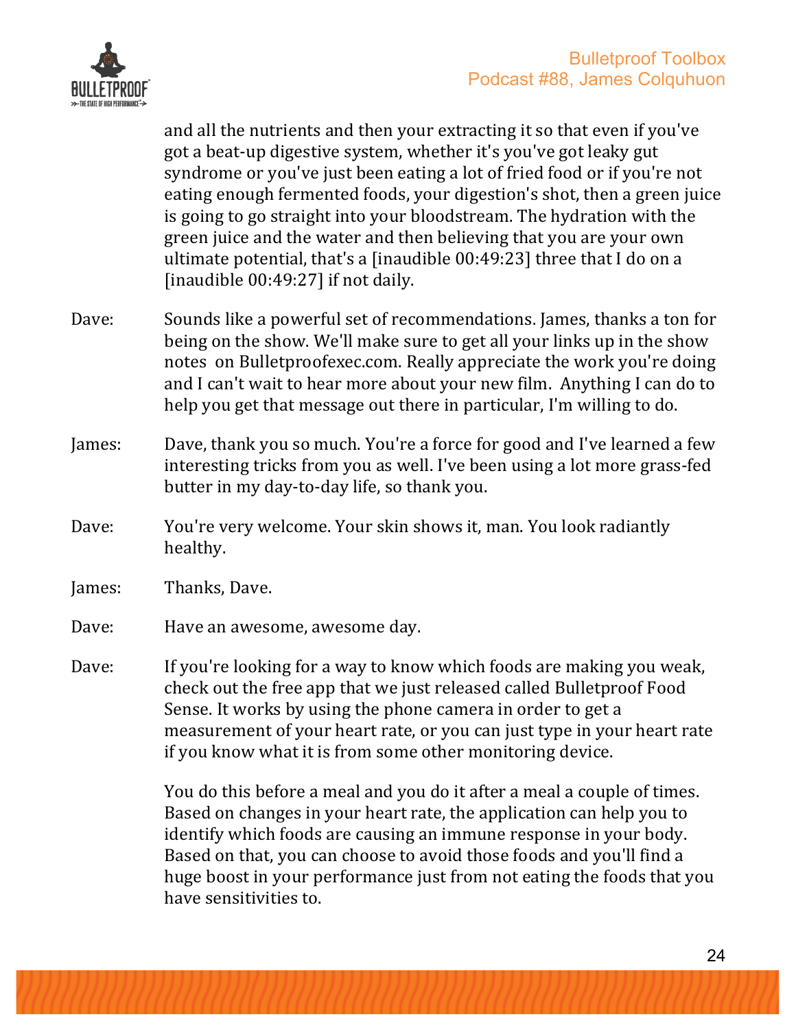and all the nutrients and then your extracting it so that even if you've got a beat-up digestive system, whether it's you've got leaky gut syndrome or you've just been eating a lot of fried food or if you're not eating enough fermented foods, your digestion's shot, then a green juice is going to go straight into your bloodstream. The hydration with the green juice and the water and then believing that you are your own ultimate potential, that's a [inaudible 00:49:23] three that I do on a [inaudible 00:49:27] if not daily.

Dave: Sounds like a powerful set of recommendations. James, thanks a ton for being on the show. We'll make sure to get all your links up in the show notes on Bulletproofexec.com. Really appreciate the work you're doing and I can't wait to hear more about your new film. Anything I can do to help you get that message out there in particular, I'm willing to do.

James: Dave, thank you so much. You're a force for good and I've learned a few interesting tricks from you as well. I've been using a lot more grass-fed butter in my day-to-day life, so thank you.

Dave: You're very welcome. Your skin shows it, man. You look radiantly healthy.

James: Thanks, Dave.

Dave: Have an awesome, awesome day.

Dave: If you're looking for a way to know which foods are making you weak, check out the free app that we just released called Bulletproof Food Sense. It works by using the phone camera in order to get a measurement of your heart rate, or you can just type in your heart rate if you know what it is from some other monitoring device.

You do this before a meal and you do it after a meal a couple of times. Based on changes in your heart rate, the application can help you to identify which foods are causing an immune response in your body. Based on that, you can choose to avoid those foods and you'll find a huge boost in your performance just from not eating the foods that you have sensitivities to.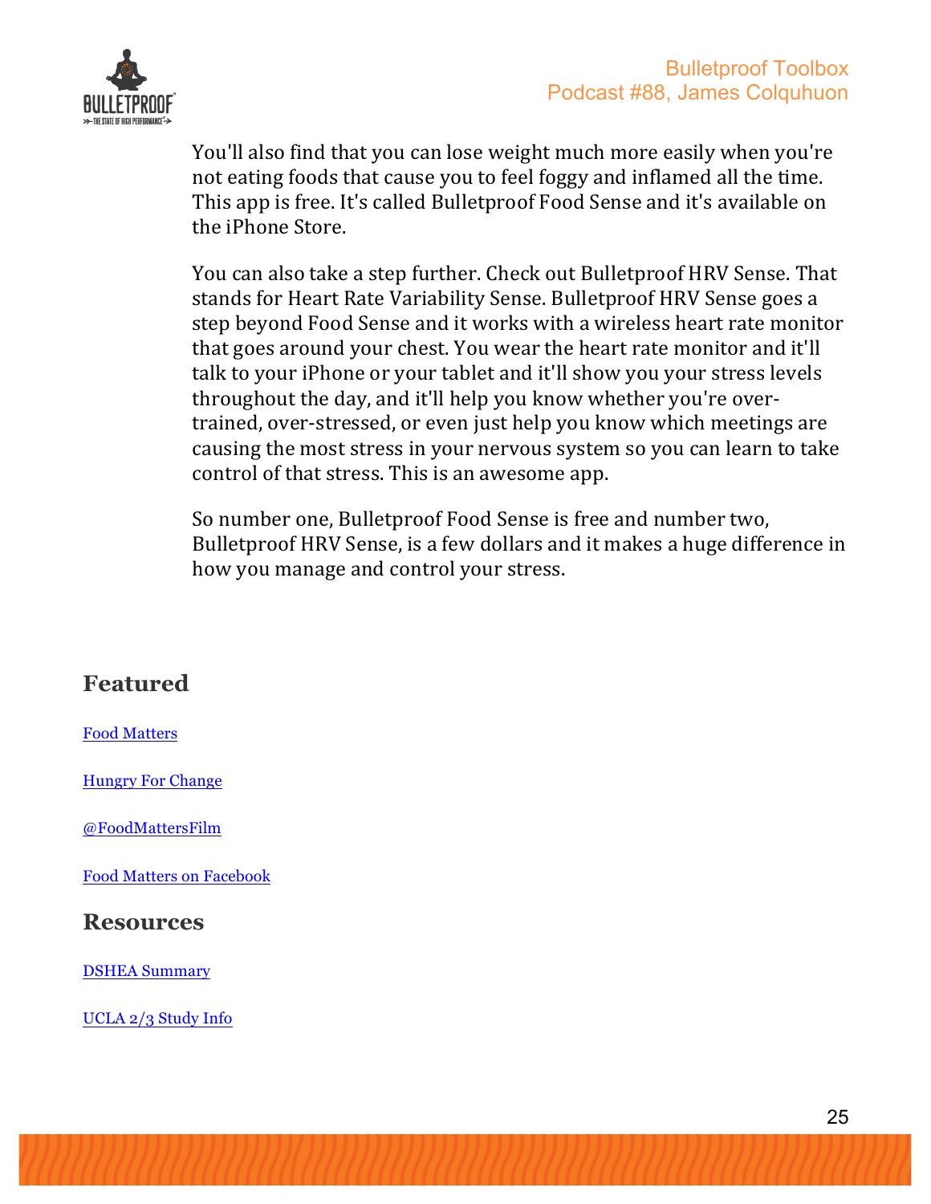You'll also find that you can lose weight much more easily when you're not eating foods that cause you to feel foggy and inflamed all the time. This app is free. It's called Bulletproof Food Sense and it's available on the iPhone Store.

You can also take a step further. Check out Bulletproof HRV Sense. That stands for Heart Rate Variability Sense. Bulletproof HRV Sense goes a step beyond Food Sense and it works with a wireless heart rate monitor that goes around your chest. You wear the heart rate monitor and it'll talk to your iPhone or your tablet and it'll show you your stress levels throughout the day, and it'll help you know whether you're over-trained, over-stressed, or even just help you know which meetings are causing the most stress in your nervous system so you can learn to take control of that stress. This is an awesome app.

So number one, Bulletproof Food Sense is free and number two, Bulletproof HRV Sense, is a few dollars and it makes a huge difference in how you manage and control your stress.

## Featured

Food Matters

Hungry For Change

@FoodMattersFilm

Food Matters on Facebook

## Resources

DSHEA Summary

UCLA 2/3 Study Info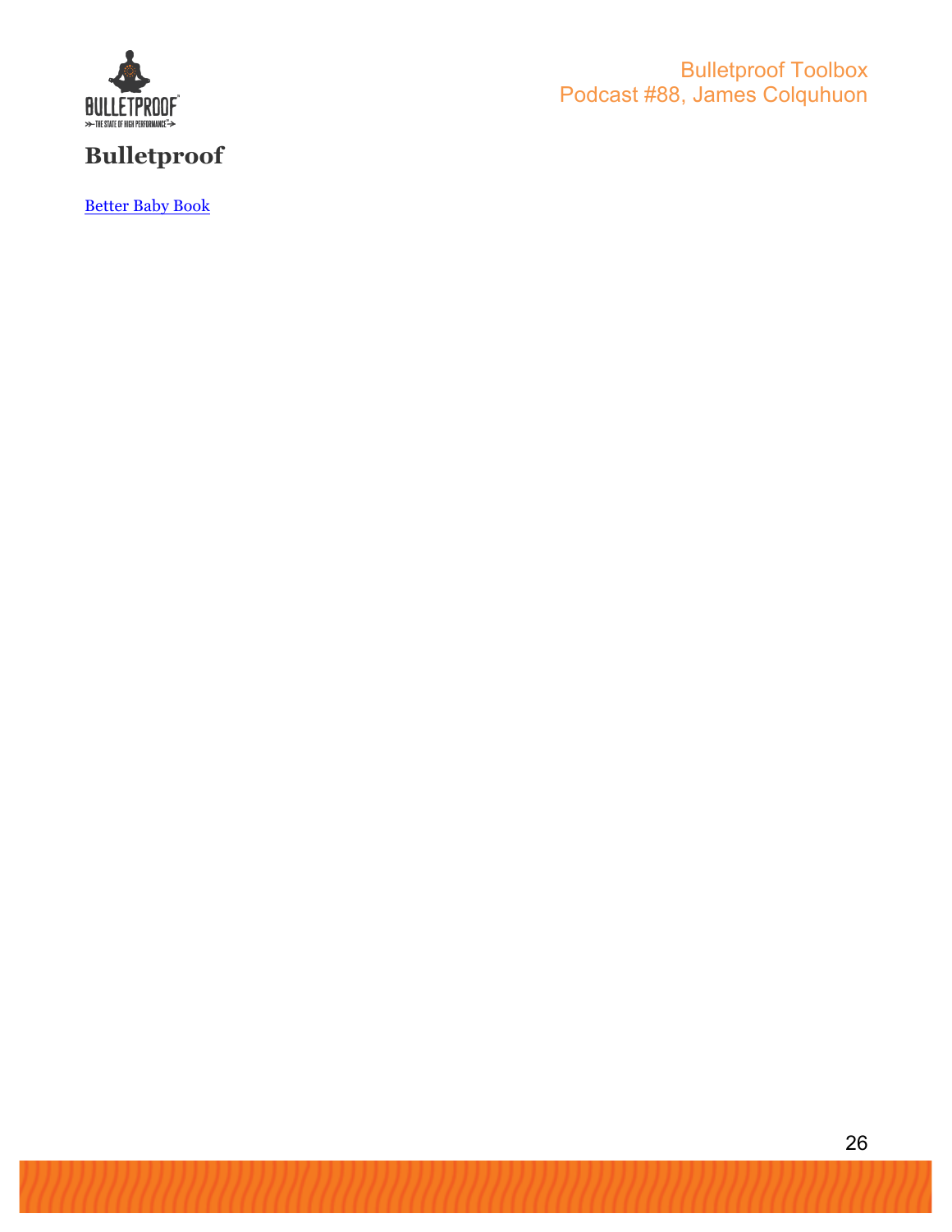## Bulletproof

[Better Baby Book]